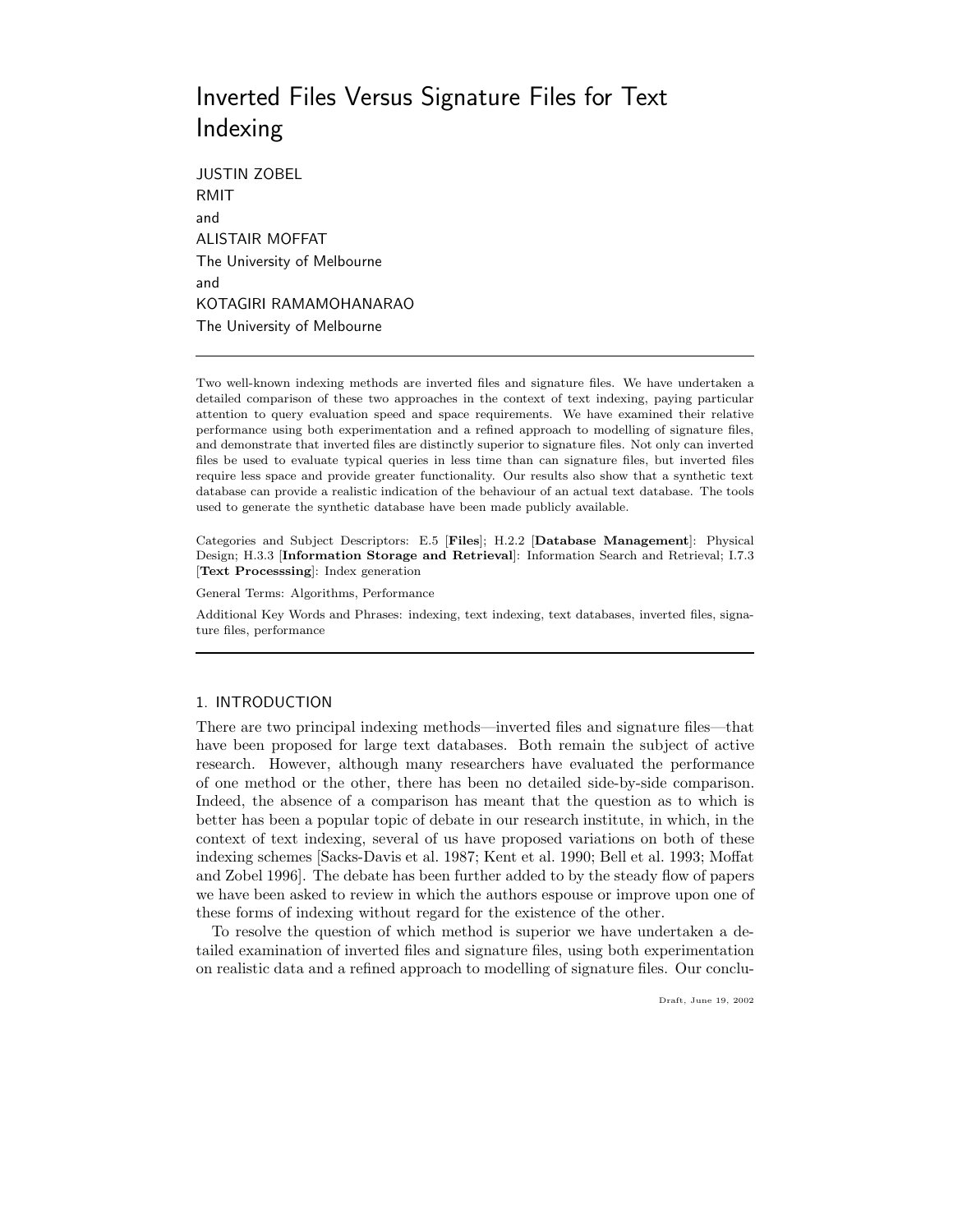# Inverted Files Versus Signature Files for Text Indexing

JUSTIN ZOBEL
RMIT
and
ALISTAIR MOFFAT
The University of Melbourne
and
KOTAGIRI RAMAMOHANARAO
The University of Melbourne

---

Two well-known indexing methods are inverted files and signature files. We have undertaken a detailed comparison of these two approaches in the context of text indexing, paying particular attention to query evaluation speed and space requirements. We have examined their relative performance using both experimentation and a refined approach to modelling of signature files, and demonstrate that inverted files are distinctly superior to signature files. Not only can inverted files be used to evaluate typical queries in less time than can signature files, but inverted files require less space and provide greater functionality. Our results also show that a synthetic text database can provide a realistic indication of the behaviour of an actual text database. The tools used to generate the synthetic database have been made publicly available.

Categories and Subject Descriptors: E.5 [**Files**]; H.2.2 [**Database Management**]: Physical Design; H.3.3 [**Information Storage and Retrieval**]: Information Search and Retrieval; I.7.3 [**Text Processsing**]: Index generation

General Terms: Algorithms, Performance

Additional Key Words and Phrases: indexing, text indexing, text databases, inverted files, signature files, performance

---

## 1. INTRODUCTION

There are two principal indexing methods—inverted files and signature files—that have been proposed for large text databases. Both remain the subject of active research. However, although many researchers have evaluated the performance of one method or the other, there has been no detailed side-by-side comparison. Indeed, the absence of a comparison has meant that the question as to which is better has been a popular topic of debate in our research institute, in which, in the context of text indexing, several of us have proposed variations on both of these indexing schemes [Sacks-Davis et al. 1987; Kent et al. 1990; Bell et al. 1993; Moffat and Zobel 1996]. The debate has been further added to by the steady flow of papers we have been asked to review in which the authors espouse or improve upon one of these forms of indexing without regard for the existence of the other.

To resolve the question of which method is superior we have undertaken a detailed examination of inverted files and signature files, using both experimentation on realistic data and a refined approach to modelling of signature files. Our conclu-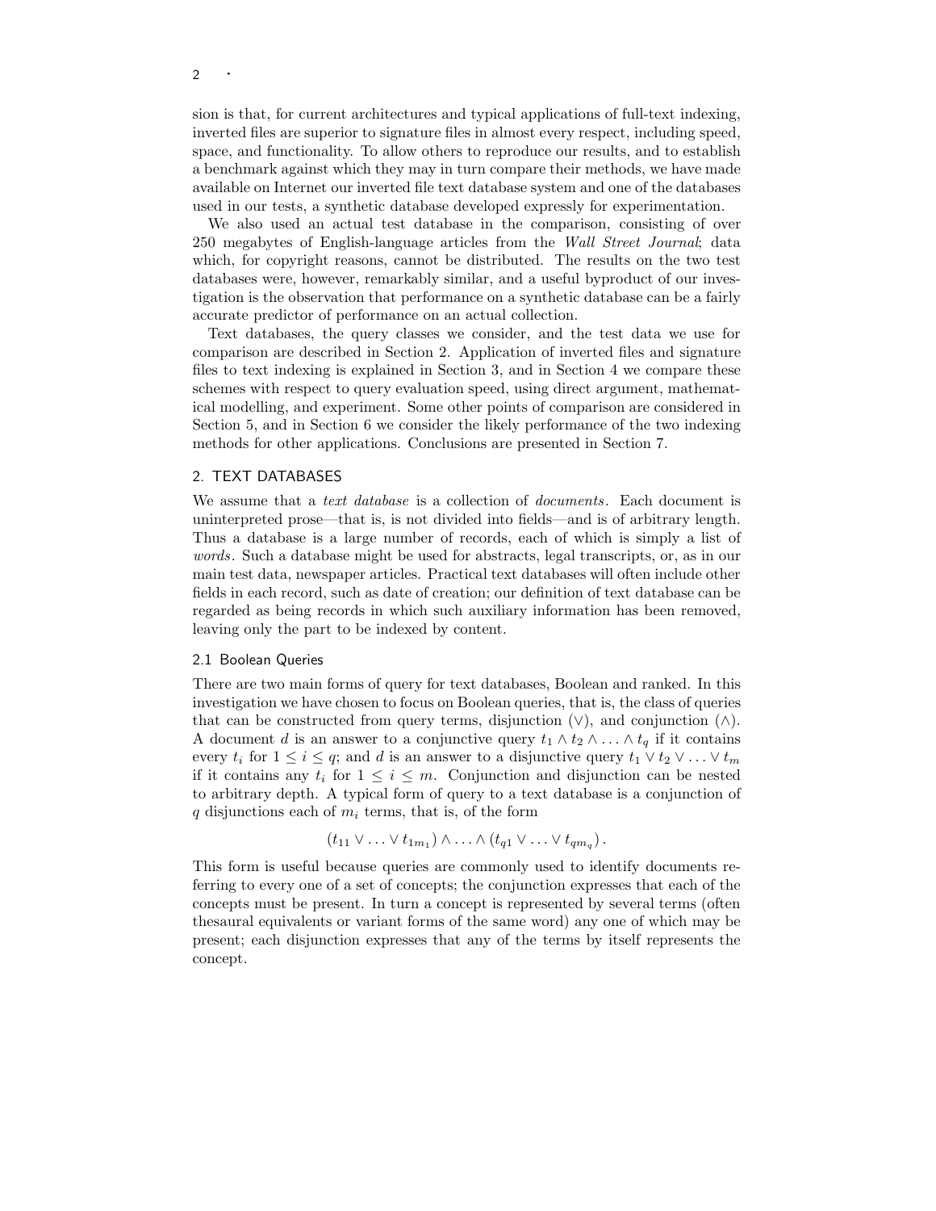sion is that, for current architectures and typical applications of full-text indexing, inverted files are superior to signature files in almost every respect, including speed, space, and functionality. To allow others to reproduce our results, and to establish a benchmark against which they may in turn compare their methods, we have made available on Internet our inverted file text database system and one of the databases used in our tests, a synthetic database developed expressly for experimentation.

We also used an actual test database in the comparison, consisting of over 250 megabytes of English-language articles from the *Wall Street Journal*; data which, for copyright reasons, cannot be distributed. The results on the two test databases were, however, remarkably similar, and a useful byproduct of our investigation is the observation that performance on a synthetic database can be a fairly accurate predictor of performance on an actual collection.

Text databases, the query classes we consider, and the test data we use for comparison are described in Section 2. Application of inverted files and signature files to text indexing is explained in Section 3, and in Section 4 we compare these schemes with respect to query evaluation speed, using direct argument, mathematical modelling, and experiment. Some other points of comparison are considered in Section 5, and in Section 6 we consider the likely performance of the two indexing methods for other applications. Conclusions are presented in Section 7.

## 2. TEXT DATABASES

We assume that a *text database* is a collection of *documents*. Each document is uninterpreted prose—that is, is not divided into fields—and is of arbitrary length. Thus a database is a large number of records, each of which is simply a list of *words*. Such a database might be used for abstracts, legal transcripts, or, as in our main test data, newspaper articles. Practical text databases will often include other fields in each record, such as date of creation; our definition of text database can be regarded as being records in which such auxiliary information has been removed, leaving only the part to be indexed by content.

### 2.1 Boolean Queries

There are two main forms of query for text databases, Boolean and ranked. In this investigation we have chosen to focus on Boolean queries, that is, the class of queries that can be constructed from query terms, disjunction ($\vee$), and conjunction ($\wedge$). A document $d$ is an answer to a conjunctive query $t_1 \wedge t_2 \wedge \ldots \wedge t_q$ if it contains every $t_i$ for $1 \leq i \leq q$; and $d$ is an answer to a disjunctive query $t_1 \vee t_2 \vee \ldots \vee t_m$ if it contains any $t_i$ for $1 \leq i \leq m$. Conjunction and disjunction can be nested to arbitrary depth. A typical form of query to a text database is a conjunction of $q$ disjunctions each of $m_i$ terms, that is, of the form

$$(t_{11} \vee \ldots \vee t_{1m_1}) \wedge \ldots \wedge (t_{q1} \vee \ldots \vee t_{qm_q}) .$$

This form is useful because queries are commonly used to identify documents referring to every one of a set of concepts; the conjunction expresses that each of the concepts must be present. In turn a concept is represented by several terms (often thesaural equivalents or variant forms of the same word) any one of which may be present; each disjunction expresses that any of the terms by itself represents the concept.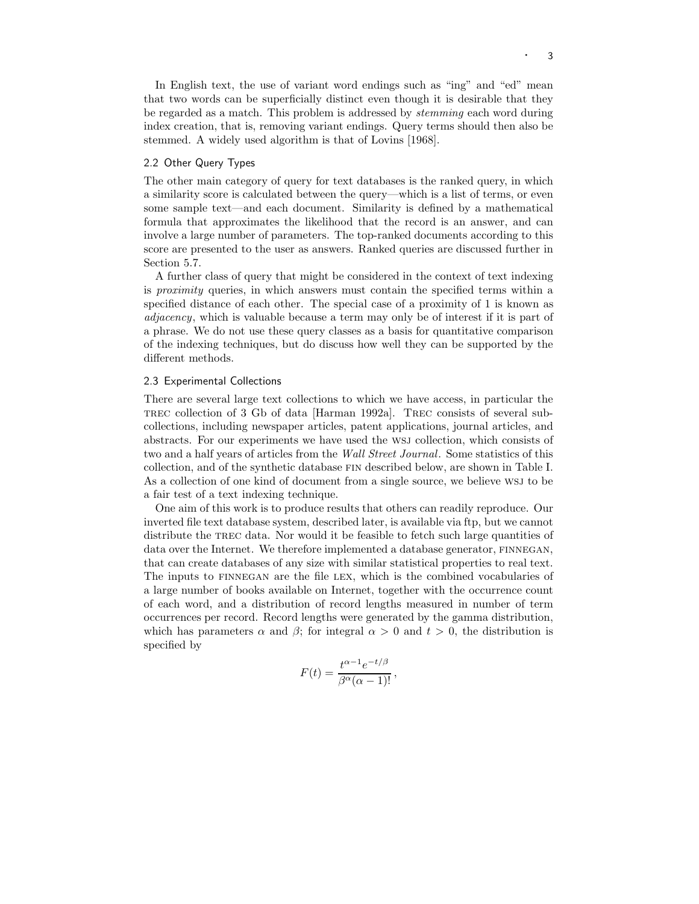In English text, the use of variant word endings such as "ing" and "ed" mean that two words can be superficially distinct even though it is desirable that they be regarded as a match. This problem is addressed by *stemming* each word during index creation, that is, removing variant endings. Query terms should then also be stemmed. A widely used algorithm is that of Lovins [1968].

## 2.2 Other Query Types

The other main category of query for text databases is the ranked query, in which a similarity score is calculated between the query—which is a list of terms, or even some sample text—and each document. Similarity is defined by a mathematical formula that approximates the likelihood that the record is an answer, and can involve a large number of parameters. The top-ranked documents according to this score are presented to the user as answers. Ranked queries are discussed further in Section 5.7.

A further class of query that might be considered in the context of text indexing is *proximity* queries, in which answers must contain the specified terms within a specified distance of each other. The special case of a proximity of 1 is known as *adjacency*, which is valuable because a term may only be of interest if it is part of a phrase. We do not use these query classes as a basis for quantitative comparison of the indexing techniques, but do discuss how well they can be supported by the different methods.

## 2.3 Experimental Collections

There are several large text collections to which we have access, in particular the TREC collection of 3 Gb of data [Harman 1992a]. TREC consists of several sub-collections, including newspaper articles, patent applications, journal articles, and abstracts. For our experiments we have used the WSJ collection, which consists of two and a half years of articles from the *Wall Street Journal*. Some statistics of this collection, and of the synthetic database FIN described below, are shown in Table I. As a collection of one kind of document from a single source, we believe WSJ to be a fair test of a text indexing technique.

One aim of this work is to produce results that others can readily reproduce. Our inverted file text database system, described later, is available via ftp, but we cannot distribute the TREC data. Nor would it be feasible to fetch such large quantities of data over the Internet. We therefore implemented a database generator, FINNEGAN, that can create databases of any size with similar statistical properties to real text. The inputs to FINNEGAN are the file LEX, which is the combined vocabularies of a large number of books available on Internet, together with the occurrence count of each word, and a distribution of record lengths measured in number of term occurrences per record. Record lengths were generated by the gamma distribution, which has parameters $\alpha$ and $\beta$; for integral $\alpha > 0$ and $t > 0$, the distribution is specified by

$$F(t) = \frac{t^{\alpha-1}e^{-t/\beta}}{\beta^{\alpha}(\alpha-1)!},$$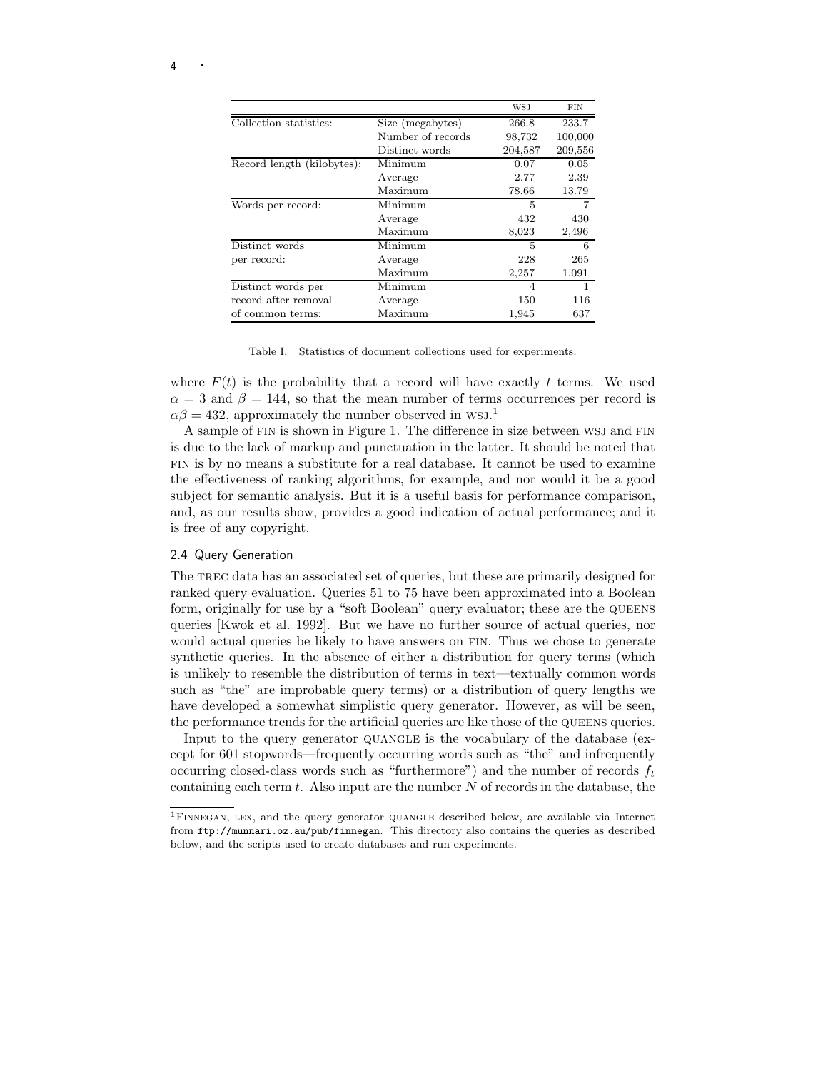| | | WSJ | FIN |
|---|---|---|---|
| Collection statistics: | Size (megabytes) | 266.8 | 233.7 |
| | Number of records | 98,732 | 100,000 |
| | Distinct words | 204,587 | 209,556 |
| Record length (kilobytes): | Minimum | 0.07 | 0.05 |
| | Average | 2.77 | 2.39 |
| | Maximum | 78.66 | 13.79 |
| Words per record: | Minimum | 5 | 7 |
| | Average | 432 | 430 |
| | Maximum | 8,023 | 2,496 |
| Distinct words per record: | Minimum | 5 | 6 |
| | Average | 228 | 265 |
| | Maximum | 2,257 | 1,091 |
| Distinct words per record after removal of common terms: | Minimum | 4 | 1 |
| | Average | 150 | 116 |
| | Maximum | 1,945 | 637 |

Table I. Statistics of document collections used for experiments.

where $F(t)$ is the probability that a record will have exactly $t$ terms. We used $\alpha = 3$ and $\beta = 144$, so that the mean number of terms occurrences per record is $\alpha\beta = 432$, approximately the number observed in WSJ.[1]

A sample of FIN is shown in Figure 1. The difference in size between WSJ and FIN is due to the lack of markup and punctuation in the latter. It should be noted that FIN is by no means a substitute for a real database. It cannot be used to examine the effectiveness of ranking algorithms, for example, and nor would it be a good subject for semantic analysis. But it is a useful basis for performance comparison, and, as our results show, provides a good indication of actual performance; and it is free of any copyright.

### 2.4 Query Generation

The TREC data has an associated set of queries, but these are primarily designed for ranked query evaluation. Queries 51 to 75 have been approximated into a Boolean form, originally for use by a "soft Boolean" query evaluator; these are the QUEENS queries [Kwok et al. 1992]. But we have no further source of actual queries, nor would actual queries be likely to have answers on FIN. Thus we chose to generate synthetic queries. In the absence of either a distribution for query terms (which is unlikely to resemble the distribution of terms in text—textually common words such as "the" are improbable query terms) or a distribution of query lengths we have developed a somewhat simplistic query generator. However, as will be seen, the performance trends for the artificial queries are like those of the QUEENS queries.

Input to the query generator QUANGLE is the vocabulary of the database (except for 601 stopwords—frequently occurring words such as "the" and infrequently occurring closed-class words such as "furthermore") and the number of records $f_t$ containing each term $t$. Also input are the number $N$ of records in the database, the

[1] FINNEGAN, LEX, and the query generator QUANGLE described below, are available via Internet from ftp://munnari.oz.au/pub/finnegan. This directory also contains the queries as described below, and the scripts used to create databases and run experiments.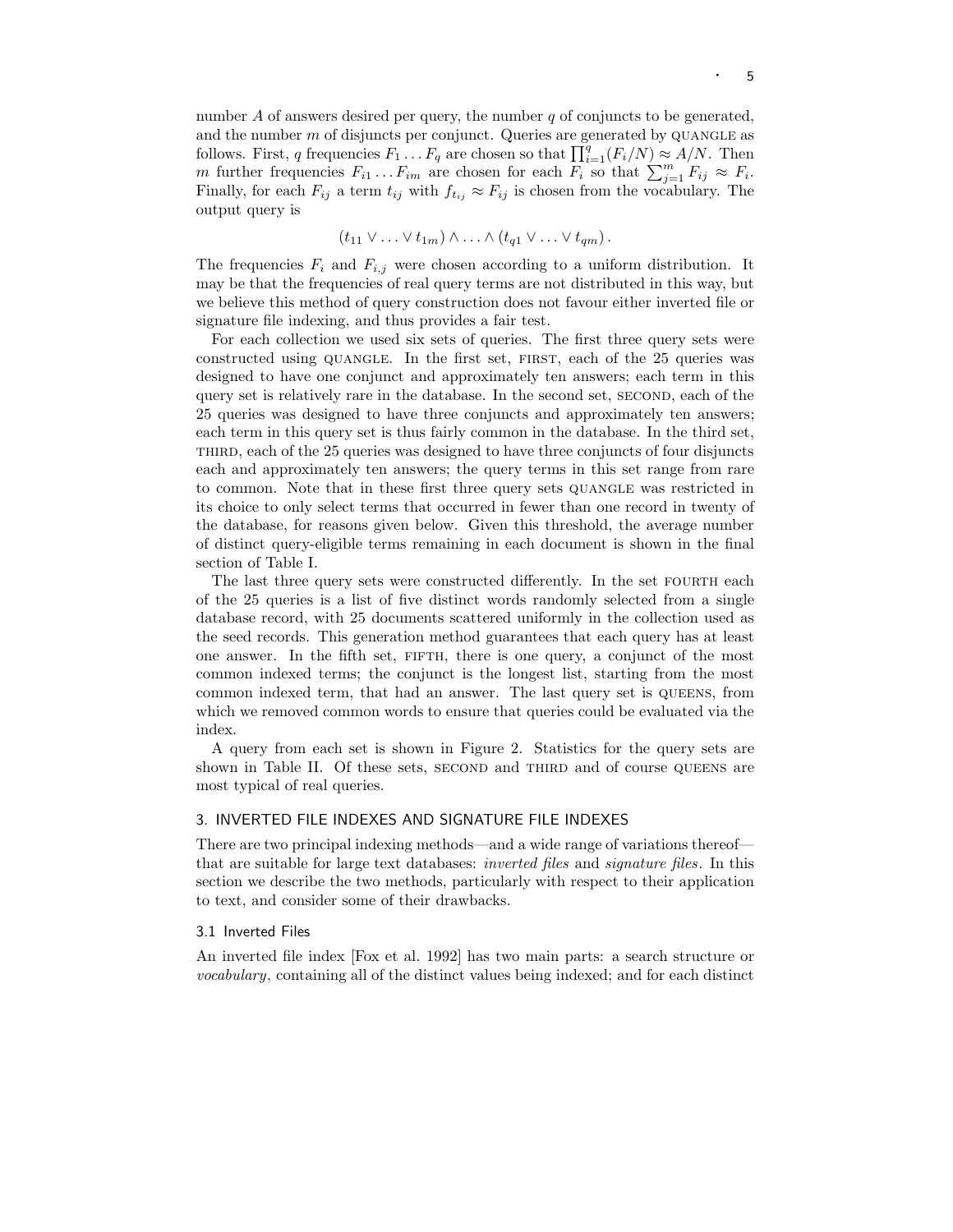number $A$ of answers desired per query, the number $q$ of conjuncts to be generated, and the number $m$ of disjuncts per conjunct. Queries are generated by QUANGLE as follows. First, $q$ frequencies $F_1 \ldots F_q$ are chosen so that $\prod_{i=1}^{q}(F_i/N) \approx A/N$. Then $m$ further frequencies $F_{i1} \ldots F_{im}$ are chosen for each $F_i$ so that $\sum_{j=1}^{m} F_{ij} \approx F_i$. Finally, for each $F_{ij}$ a term $t_{ij}$ with $f_{t_{ij}} \approx F_{ij}$ is chosen from the vocabulary. The output query is

$$(t_{11} \vee \ldots \vee t_{1m}) \wedge \ldots \wedge (t_{q1} \vee \ldots \vee t_{qm}) .$$

The frequencies $F_i$ and $F_{i,j}$ were chosen according to a uniform distribution. It may be that the frequencies of real query terms are not distributed in this way, but we believe this method of query construction does not favour either inverted file or signature file indexing, and thus provides a fair test.

For each collection we used six sets of queries. The first three query sets were constructed using QUANGLE. In the first set, FIRST, each of the 25 queries was designed to have one conjunct and approximately ten answers; each term in this query set is relatively rare in the database. In the second set, SECOND, each of the 25 queries was designed to have three conjuncts and approximately ten answers; each term in this query set is thus fairly common in the database. In the third set, THIRD, each of the 25 queries was designed to have three conjuncts of four disjuncts each and approximately ten answers; the query terms in this set range from rare to common. Note that in these first three query sets QUANGLE was restricted in its choice to only select terms that occurred in fewer than one record in twenty of the database, for reasons given below. Given this threshold, the average number of distinct query-eligible terms remaining in each document is shown in the final section of Table I.

The last three query sets were constructed differently. In the set FOURTH each of the 25 queries is a list of five distinct words randomly selected from a single database record, with 25 documents scattered uniformly in the collection used as the seed records. This generation method guarantees that each query has at least one answer. In the fifth set, FIFTH, there is one query, a conjunct of the most common indexed terms; the conjunct is the longest list, starting from the most common indexed term, that had an answer. The last query set is QUEENS, from which we removed common words to ensure that queries could be evaluated via the index.

A query from each set is shown in Figure 2. Statistics for the query sets are shown in Table II. Of these sets, SECOND and THIRD and of course QUEENS are most typical of real queries.

## 3. INVERTED FILE INDEXES AND SIGNATURE FILE INDEXES

There are two principal indexing methods—and a wide range of variations thereof—that are suitable for large text databases: *inverted files* and *signature files*. In this section we describe the two methods, particularly with respect to their application to text, and consider some of their drawbacks.

### 3.1 Inverted Files

An inverted file index [Fox et al. 1992] has two main parts: a search structure or *vocabulary*, containing all of the distinct values being indexed; and for each distinct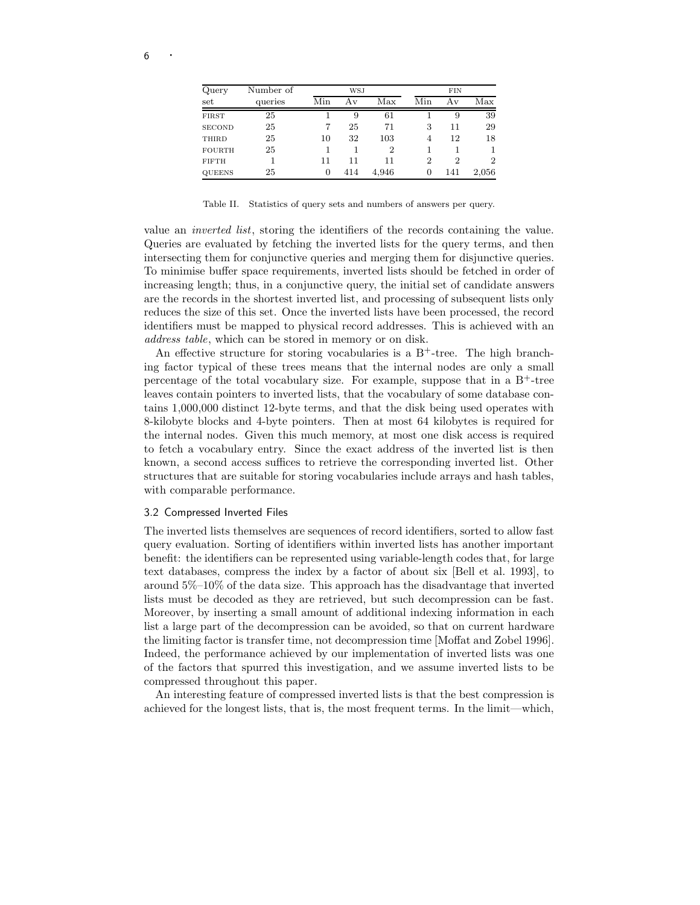| Query set | Number of queries | WSJ | | | FIN | | |
|---|---|---|---|---|---|---|---|
| | | Min | Av | Max | Min | Av | Max |
| FIRST | 25 | 1 | 9 | 61 | 1 | 9 | 39 |
| SECOND | 25 | 7 | 25 | 71 | 3 | 11 | 29 |
| THIRD | 25 | 10 | 32 | 103 | 4 | 12 | 18 |
| FOURTH | 25 | 1 | 1 | 2 | 1 | 1 | 1 |
| FIFTH | 1 | 11 | 11 | 11 | 2 | 2 | 2 |
| QUEENS | 25 | 0 | 414 | 4,946 | 0 | 141 | 2,056 |

Table II. Statistics of query sets and numbers of answers per query.

value an *inverted list*, storing the identifiers of the records containing the value. Queries are evaluated by fetching the inverted lists for the query terms, and then intersecting them for conjunctive queries and merging them for disjunctive queries. To minimise buffer space requirements, inverted lists should be fetched in order of increasing length; thus, in a conjunctive query, the initial set of candidate answers are the records in the shortest inverted list, and processing of subsequent lists only reduces the size of this set. Once the inverted lists have been processed, the record identifiers must be mapped to physical record addresses. This is achieved with an *address table*, which can be stored in memory or on disk.

An effective structure for storing vocabularies is a $B^+$-tree. The high branching factor typical of these trees means that the internal nodes are only a small percentage of the total vocabulary size. For example, suppose that in a $B^+$-tree leaves contain pointers to inverted lists, that the vocabulary of some database contains 1,000,000 distinct 12-byte terms, and that the disk being used operates with 8-kilobyte blocks and 4-byte pointers. Then at most 64 kilobytes is required for the internal nodes. Given this much memory, at most one disk access is required to fetch a vocabulary entry. Since the exact address of the inverted list is then known, a second access suffices to retrieve the corresponding inverted list. Other structures that are suitable for storing vocabularies include arrays and hash tables, with comparable performance.

### 3.2 Compressed Inverted Files

The inverted lists themselves are sequences of record identifiers, sorted to allow fast query evaluation. Sorting of identifiers within inverted lists has another important benefit: the identifiers can be represented using variable-length codes that, for large text databases, compress the index by a factor of about six [Bell et al. 1993], to around 5%–10% of the data size. This approach has the disadvantage that inverted lists must be decoded as they are retrieved, but such decompression can be fast. Moreover, by inserting a small amount of additional indexing information in each list a large part of the decompression can be avoided, so that on current hardware the limiting factor is transfer time, not decompression time [Moffat and Zobel 1996]. Indeed, the performance achieved by our implementation of inverted lists was one of the factors that spurred this investigation, and we assume inverted lists to be compressed throughout this paper.

An interesting feature of compressed inverted lists is that the best compression is achieved for the longest lists, that is, the most frequent terms. In the limit—which,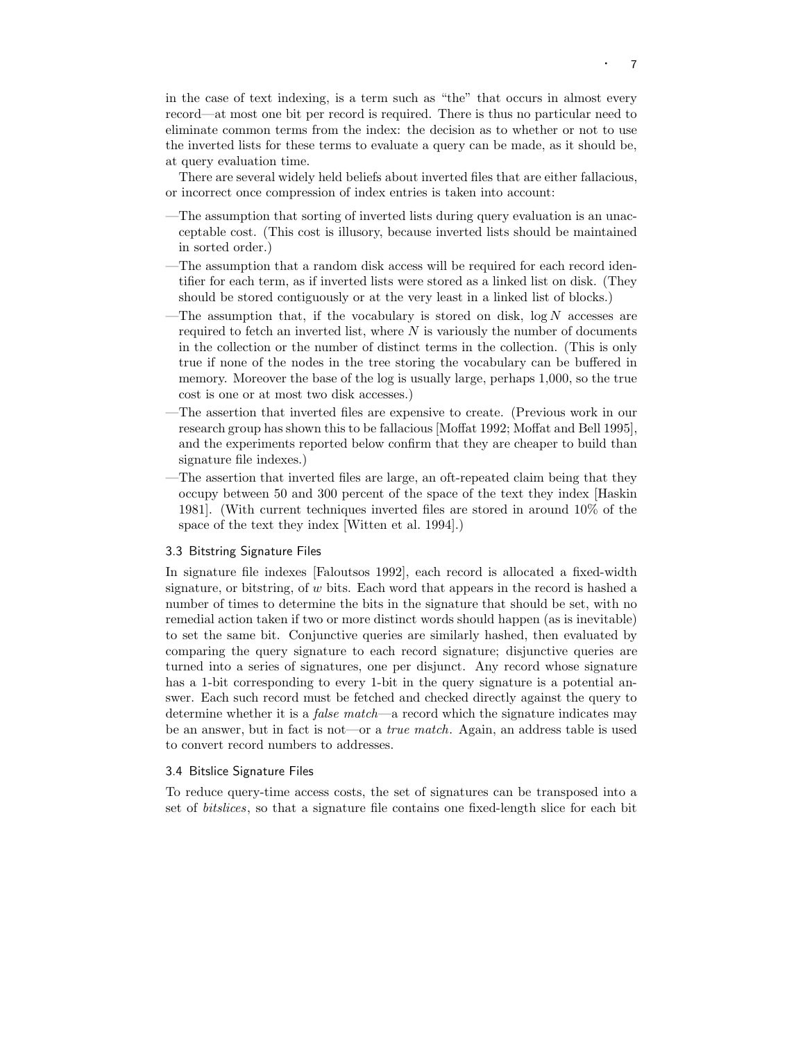in the case of text indexing, is a term such as "the" that occurs in almost every record—at most one bit per record is required. There is thus no particular need to eliminate common terms from the index: the decision as to whether or not to use the inverted lists for these terms to evaluate a query can be made, as it should be, at query evaluation time.

There are several widely held beliefs about inverted files that are either fallacious, or incorrect once compression of index entries is taken into account:

- The assumption that sorting of inverted lists during query evaluation is an unacceptable cost. (This cost is illusory, because inverted lists should be maintained in sorted order.)
- The assumption that a random disk access will be required for each record identifier for each term, as if inverted lists were stored as a linked list on disk. (They should be stored contiguously or at the very least in a linked list of blocks.)
- The assumption that, if the vocabulary is stored on disk, $\log N$ accesses are required to fetch an inverted list, where $N$ is variously the number of documents in the collection or the number of distinct terms in the collection. (This is only true if none of the nodes in the tree storing the vocabulary can be buffered in memory. Moreover the base of the log is usually large, perhaps 1,000, so the true cost is one or at most two disk accesses.)
- The assertion that inverted files are expensive to create. (Previous work in our research group has shown this to be fallacious [Moffat 1992; Moffat and Bell 1995], and the experiments reported below confirm that they are cheaper to build than signature file indexes.)
- The assertion that inverted files are large, an oft-repeated claim being that they occupy between 50 and 300 percent of the space of the text they index [Haskin 1981]. (With current techniques inverted files are stored in around 10% of the space of the text they index [Witten et al. 1994].)

### 3.3 Bitstring Signature Files

In signature file indexes [Faloutsos 1992], each record is allocated a fixed-width signature, or bitstring, of $w$ bits. Each word that appears in the record is hashed a number of times to determine the bits in the signature that should be set, with no remedial action taken if two or more distinct words should happen (as is inevitable) to set the same bit. Conjunctive queries are similarly hashed, then evaluated by comparing the query signature to each record signature; disjunctive queries are turned into a series of signatures, one per disjunct. Any record whose signature has a 1-bit corresponding to every 1-bit in the query signature is a potential answer. Each such record must be fetched and checked directly against the query to determine whether it is a *false match*—a record which the signature indicates may be an answer, but in fact is not—or a *true match*. Again, an address table is used to convert record numbers to addresses.

### 3.4 Bitslice Signature Files

To reduce query-time access costs, the set of signatures can be transposed into a set of *bitslices*, so that a signature file contains one fixed-length slice for each bit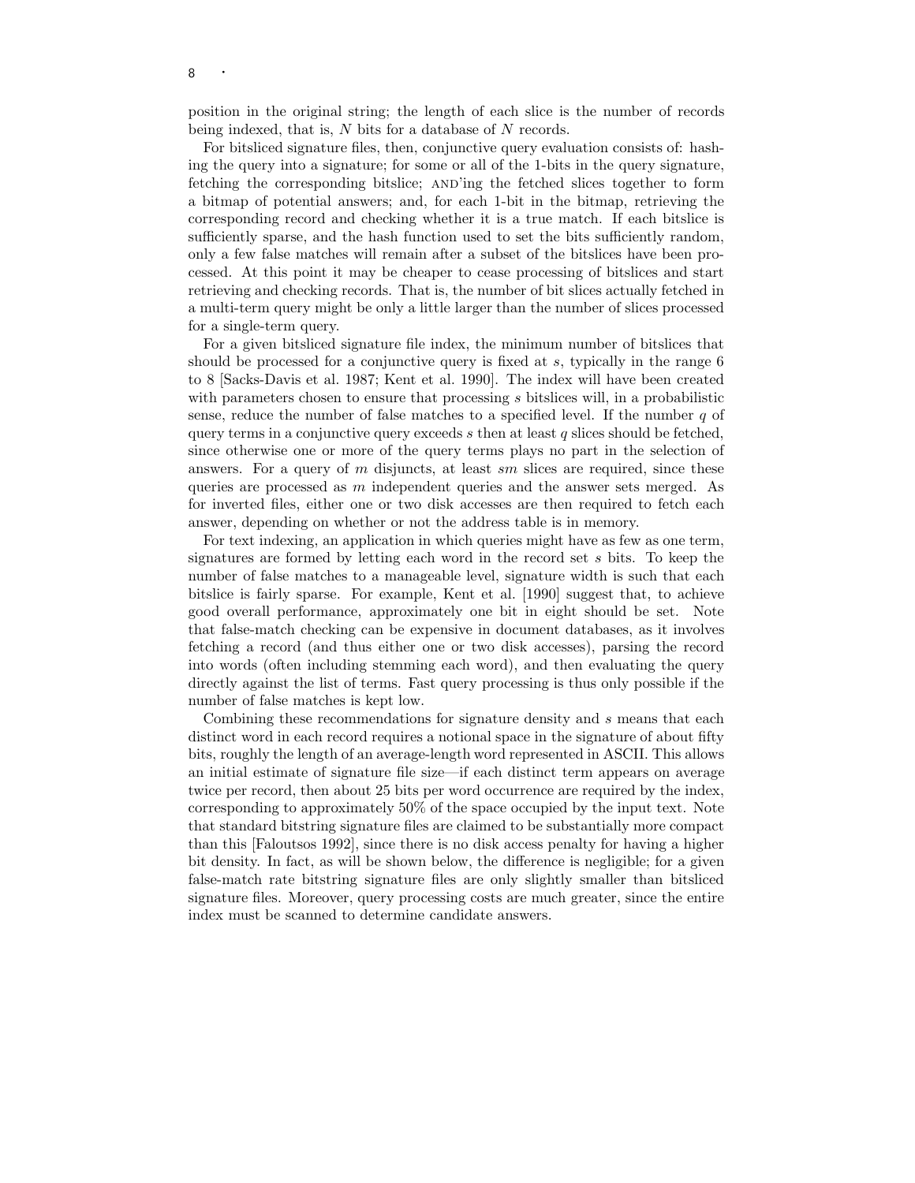position in the original string; the length of each slice is the number of records being indexed, that is, $N$ bits for a database of $N$ records.

For bitsliced signature files, then, conjunctive query evaluation consists of: hashing the query into a signature; for some or all of the 1-bits in the query signature, fetching the corresponding bitslice; AND'ing the fetched slices together to form a bitmap of potential answers; and, for each 1-bit in the bitmap, retrieving the corresponding record and checking whether it is a true match. If each bitslice is sufficiently sparse, and the hash function used to set the bits sufficiently random, only a few false matches will remain after a subset of the bitslices have been processed. At this point it may be cheaper to cease processing of bitslices and start retrieving and checking records. That is, the number of bit slices actually fetched in a multi-term query might be only a little larger than the number of slices processed for a single-term query.

For a given bitsliced signature file index, the minimum number of bitslices that should be processed for a conjunctive query is fixed at $s$, typically in the range 6 to 8 [Sacks-Davis et al. 1987; Kent et al. 1990]. The index will have been created with parameters chosen to ensure that processing $s$ bitslices will, in a probabilistic sense, reduce the number of false matches to a specified level. If the number $q$ of query terms in a conjunctive query exceeds $s$ then at least $q$ slices should be fetched, since otherwise one or more of the query terms plays no part in the selection of answers. For a query of $m$ disjuncts, at least $sm$ slices are required, since these queries are processed as $m$ independent queries and the answer sets merged. As for inverted files, either one or two disk accesses are then required to fetch each answer, depending on whether or not the address table is in memory.

For text indexing, an application in which queries might have as few as one term, signatures are formed by letting each word in the record set $s$ bits. To keep the number of false matches to a manageable level, signature width is such that each bitslice is fairly sparse. For example, Kent et al. [1990] suggest that, to achieve good overall performance, approximately one bit in eight should be set. Note that false-match checking can be expensive in document databases, as it involves fetching a record (and thus either one or two disk accesses), parsing the record into words (often including stemming each word), and then evaluating the query directly against the list of terms. Fast query processing is thus only possible if the number of false matches is kept low.

Combining these recommendations for signature density and $s$ means that each distinct word in each record requires a notional space in the signature of about fifty bits, roughly the length of an average-length word represented in ASCII. This allows an initial estimate of signature file size—if each distinct term appears on average twice per record, then about 25 bits per word occurrence are required by the index, corresponding to approximately 50% of the space occupied by the input text. Note that standard bitstring signature files are claimed to be substantially more compact than this [Faloutsos 1992], since there is no disk access penalty for having a higher bit density. In fact, as will be shown below, the difference is negligible; for a given false-match rate bitstring signature files are only slightly smaller than bitsliced signature files. Moreover, query processing costs are much greater, since the entire index must be scanned to determine candidate answers.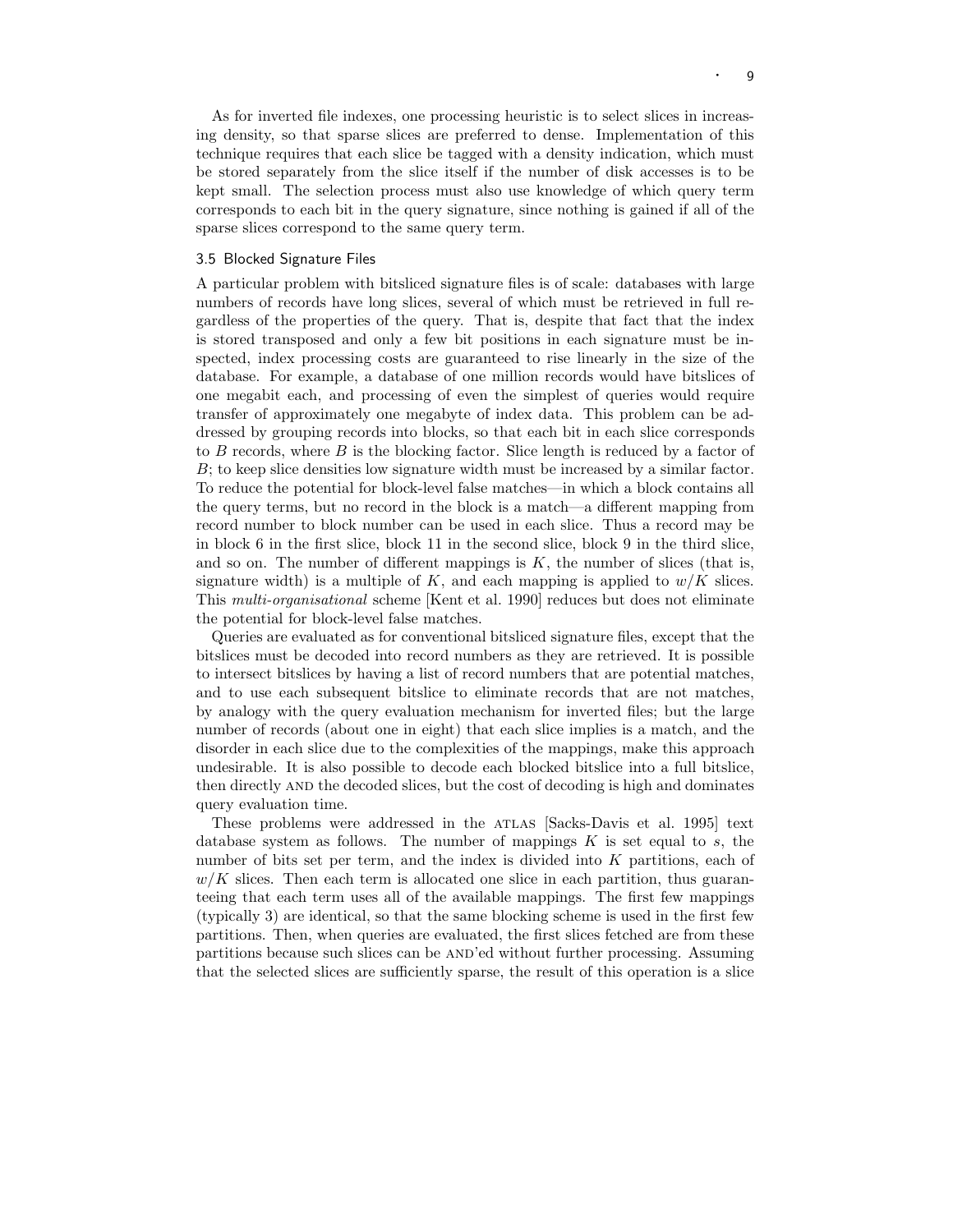As for inverted file indexes, one processing heuristic is to select slices in increasing density, so that sparse slices are preferred to dense. Implementation of this technique requires that each slice be tagged with a density indication, which must be stored separately from the slice itself if the number of disk accesses is to be kept small. The selection process must also use knowledge of which query term corresponds to each bit in the query signature, since nothing is gained if all of the sparse slices correspond to the same query term.

### 3.5 Blocked Signature Files

A particular problem with bitsliced signature files is of scale: databases with large numbers of records have long slices, several of which must be retrieved in full regardless of the properties of the query. That is, despite that fact that the index is stored transposed and only a few bit positions in each signature must be inspected, index processing costs are guaranteed to rise linearly in the size of the database. For example, a database of one million records would have bitslices of one megabit each, and processing of even the simplest of queries would require transfer of approximately one megabyte of index data. This problem can be addressed by grouping records into blocks, so that each bit in each slice corresponds to $B$ records, where $B$ is the blocking factor. Slice length is reduced by a factor of $B$; to keep slice densities low signature width must be increased by a similar factor. To reduce the potential for block-level false matches—in which a block contains all the query terms, but no record in the block is a match—a different mapping from record number to block number can be used in each slice. Thus a record may be in block 6 in the first slice, block 11 in the second slice, block 9 in the third slice, and so on. The number of different mappings is $K$, the number of slices (that is, signature width) is a multiple of $K$, and each mapping is applied to $w/K$ slices. This *multi-organisational* scheme [Kent et al. 1990] reduces but does not eliminate the potential for block-level false matches.

Queries are evaluated as for conventional bitsliced signature files, except that the bitslices must be decoded into record numbers as they are retrieved. It is possible to intersect bitslices by having a list of record numbers that are potential matches, and to use each subsequent bitslice to eliminate records that are not matches, by analogy with the query evaluation mechanism for inverted files; but the large number of records (about one in eight) that each slice implies is a match, and the disorder in each slice due to the complexities of the mappings, make this approach undesirable. It is also possible to decode each blocked bitslice into a full bitslice, then directly AND the decoded slices, but the cost of decoding is high and dominates query evaluation time.

These problems were addressed in the ATLAS [Sacks-Davis et al. 1995] text database system as follows. The number of mappings $K$ is set equal to $s$, the number of bits set per term, and the index is divided into $K$ partitions, each of $w/K$ slices. Then each term is allocated one slice in each partition, thus guaranteeing that each term uses all of the available mappings. The first few mappings (typically 3) are identical, so that the same blocking scheme is used in the first few partitions. Then, when queries are evaluated, the first slices fetched are from these partitions because such slices can be AND'ed without further processing. Assuming that the selected slices are sufficiently sparse, the result of this operation is a slice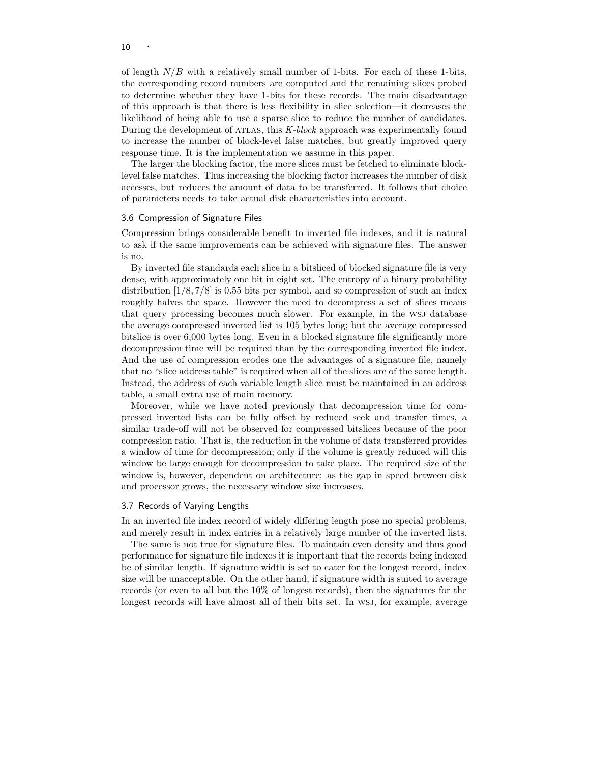of length $N/B$ with a relatively small number of 1-bits. For each of these 1-bits, the corresponding record numbers are computed and the remaining slices probed to determine whether they have 1-bits for these records. The main disadvantage of this approach is that there is less flexibility in slice selection—it decreases the likelihood of being able to use a sparse slice to reduce the number of candidates. During the development of ATLAS, this *K-block* approach was experimentally found to increase the number of block-level false matches, but greatly improved query response time. It is the implementation we assume in this paper.

The larger the blocking factor, the more slices must be fetched to eliminate block-level false matches. Thus increasing the blocking factor increases the number of disk accesses, but reduces the amount of data to be transferred. It follows that choice of parameters needs to take actual disk characteristics into account.

### 3.6 Compression of Signature Files

Compression brings considerable benefit to inverted file indexes, and it is natural to ask if the same improvements can be achieved with signature files. The answer is no.

By inverted file standards each slice in a bitsliced of blocked signature file is very dense, with approximately one bit in eight set. The entropy of a binary probability distribution $[1/8, 7/8]$ is 0.55 bits per symbol, and so compression of such an index roughly halves the space. However the need to decompress a set of slices means that query processing becomes much slower. For example, in the WSJ database the average compressed inverted list is 105 bytes long; but the average compressed bitslice is over 6,000 bytes long. Even in a blocked signature file significantly more decompression time will be required than by the corresponding inverted file index. And the use of compression erodes one the advantages of a signature file, namely that no "slice address table" is required when all of the slices are of the same length. Instead, the address of each variable length slice must be maintained in an address table, a small extra use of main memory.

Moreover, while we have noted previously that decompression time for compressed inverted lists can be fully offset by reduced seek and transfer times, a similar trade-off will not be observed for compressed bitslices because of the poor compression ratio. That is, the reduction in the volume of data transferred provides a window of time for decompression; only if the volume is greatly reduced will this window be large enough for decompression to take place. The required size of the window is, however, dependent on architecture: as the gap in speed between disk and processor grows, the necessary window size increases.

### 3.7 Records of Varying Lengths

In an inverted file index record of widely differing length pose no special problems, and merely result in index entries in a relatively large number of the inverted lists.

The same is not true for signature files. To maintain even density and thus good performance for signature file indexes it is important that the records being indexed be of similar length. If signature width is set to cater for the longest record, index size will be unacceptable. On the other hand, if signature width is suited to average records (or even to all but the 10% of longest records), then the signatures for the longest records will have almost all of their bits set. In WSJ, for example, average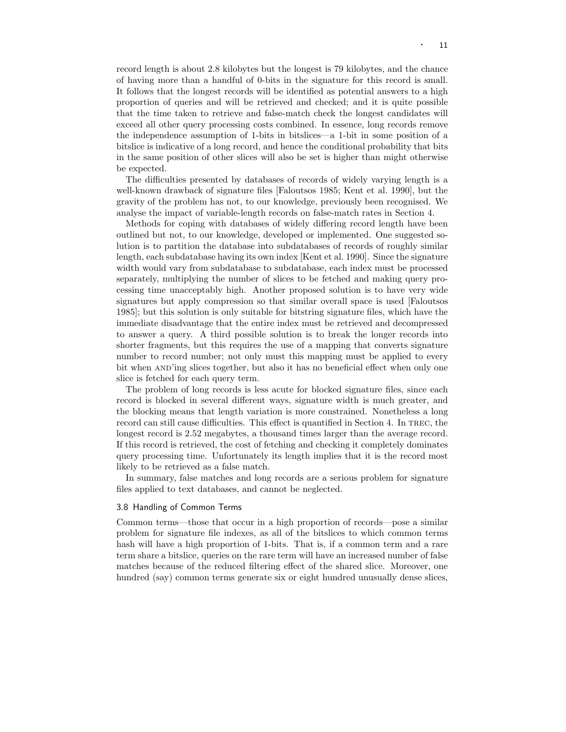record length is about 2.8 kilobytes but the longest is 79 kilobytes, and the chance of having more than a handful of 0-bits in the signature for this record is small. It follows that the longest records will be identified as potential answers to a high proportion of queries and will be retrieved and checked; and it is quite possible that the time taken to retrieve and false-match check the longest candidates will exceed all other query processing costs combined. In essence, long records remove the independence assumption of 1-bits in bitslices—a 1-bit in some position of a bitslice is indicative of a long record, and hence the conditional probability that bits in the same position of other slices will also be set is higher than might otherwise be expected.

The difficulties presented by databases of records of widely varying length is a well-known drawback of signature files [Faloutsos 1985; Kent et al. 1990], but the gravity of the problem has not, to our knowledge, previously been recognised. We analyse the impact of variable-length records on false-match rates in Section 4.

Methods for coping with databases of widely differing record length have been outlined but not, to our knowledge, developed or implemented. One suggested solution is to partition the database into subdatabases of records of roughly similar length, each subdatabase having its own index [Kent et al. 1990]. Since the signature width would vary from subdatabase to subdatabase, each index must be processed separately, multiplying the number of slices to be fetched and making query processing time unacceptably high. Another proposed solution is to have very wide signatures but apply compression so that similar overall space is used [Faloutsos 1985]; but this solution is only suitable for bitstring signature files, which have the immediate disadvantage that the entire index must be retrieved and decompressed to answer a query. A third possible solution is to break the longer records into shorter fragments, but this requires the use of a mapping that converts signature number to record number; not only must this mapping must be applied to every bit when AND'ing slices together, but also it has no beneficial effect when only one slice is fetched for each query term.

The problem of long records is less acute for blocked signature files, since each record is blocked in several different ways, signature width is much greater, and the blocking means that length variation is more constrained. Nonetheless a long record can still cause difficulties. This effect is quantified in Section 4. In TREC, the longest record is 2.52 megabytes, a thousand times larger than the average record. If this record is retrieved, the cost of fetching and checking it completely dominates query processing time. Unfortunately its length implies that it is the record most likely to be retrieved as a false match.

In summary, false matches and long records are a serious problem for signature files applied to text databases, and cannot be neglected.

### 3.8 Handling of Common Terms

Common terms—those that occur in a high proportion of records—pose a similar problem for signature file indexes, as all of the bitslices to which common terms hash will have a high proportion of 1-bits. That is, if a common term and a rare term share a bitslice, queries on the rare term will have an increased number of false matches because of the reduced filtering effect of the shared slice. Moreover, one hundred (say) common terms generate six or eight hundred unusually dense slices,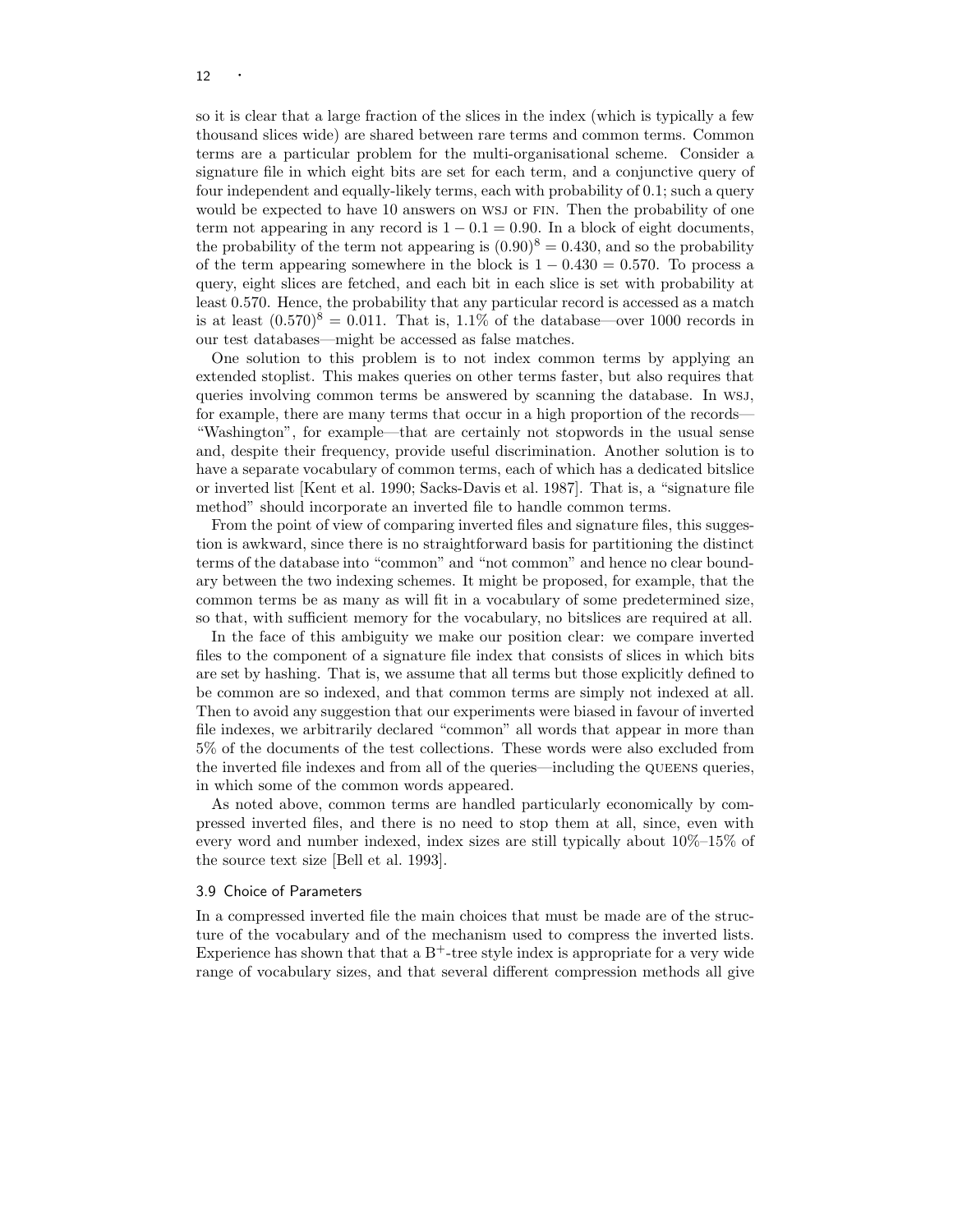so it is clear that a large fraction of the slices in the index (which is typically a few thousand slices wide) are shared between rare terms and common terms. Common terms are a particular problem for the multi-organisational scheme. Consider a signature file in which eight bits are set for each term, and a conjunctive query of four independent and equally-likely terms, each with probability of 0.1; such a query would be expected to have 10 answers on WSJ or FIN. Then the probability of one term not appearing in any record is $1 - 0.1 = 0.90$. In a block of eight documents, the probability of the term not appearing is $(0.90)^8 = 0.430$, and so the probability of the term appearing somewhere in the block is $1 - 0.430 = 0.570$. To process a query, eight slices are fetched, and each bit in each slice is set with probability at least 0.570. Hence, the probability that any particular record is accessed as a match is at least $(0.570)^8 = 0.011$. That is, 1.1% of the database—over 1000 records in our test databases—might be accessed as false matches.

One solution to this problem is to not index common terms by applying an extended stoplist. This makes queries on other terms faster, but also requires that queries involving common terms be answered by scanning the database. In WSJ, for example, there are many terms that occur in a high proportion of the records—"Washington", for example—that are certainly not stopwords in the usual sense and, despite their frequency, provide useful discrimination. Another solution is to have a separate vocabulary of common terms, each of which has a dedicated bitslice or inverted list [Kent et al. 1990; Sacks-Davis et al. 1987]. That is, a "signature file method" should incorporate an inverted file to handle common terms.

From the point of view of comparing inverted files and signature files, this suggestion is awkward, since there is no straightforward basis for partitioning the distinct terms of the database into "common" and "not common" and hence no clear boundary between the two indexing schemes. It might be proposed, for example, that the common terms be as many as will fit in a vocabulary of some predetermined size, so that, with sufficient memory for the vocabulary, no bitslices are required at all.

In the face of this ambiguity we make our position clear: we compare inverted files to the component of a signature file index that consists of slices in which bits are set by hashing. That is, we assume that all terms but those explicitly defined to be common are so indexed, and that common terms are simply not indexed at all. Then to avoid any suggestion that our experiments were biased in favour of inverted file indexes, we arbitrarily declared "common" all words that appear in more than 5% of the documents of the test collections. These words were also excluded from the inverted file indexes and from all of the queries—including the QUEENS queries, in which some of the common words appeared.

As noted above, common terms are handled particularly economically by compressed inverted files, and there is no need to stop them at all, since, even with every word and number indexed, index sizes are still typically about 10%–15% of the source text size [Bell et al. 1993].

### 3.9 Choice of Parameters

In a compressed inverted file the main choices that must be made are of the structure of the vocabulary and of the mechanism used to compress the inverted lists. Experience has shown that that a $B^+$-tree style index is appropriate for a very wide range of vocabulary sizes, and that several different compression methods all give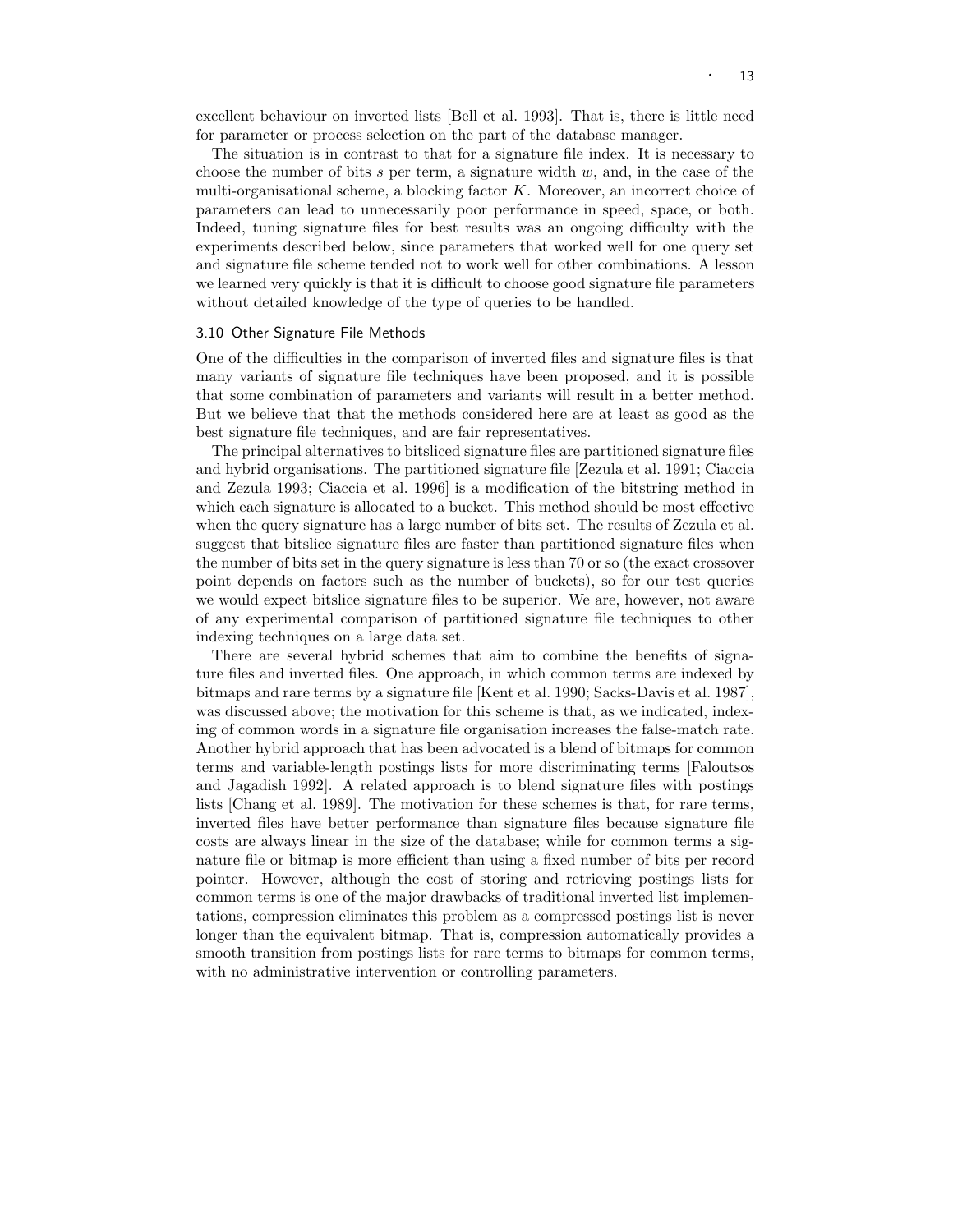excellent behaviour on inverted lists [Bell et al. 1993]. That is, there is little need for parameter or process selection on the part of the database manager.

The situation is in contrast to that for a signature file index. It is necessary to choose the number of bits $s$ per term, a signature width $w$, and, in the case of the multi-organisational scheme, a blocking factor $K$. Moreover, an incorrect choice of parameters can lead to unnecessarily poor performance in speed, space, or both. Indeed, tuning signature files for best results was an ongoing difficulty with the experiments described below, since parameters that worked well for one query set and signature file scheme tended not to work well for other combinations. A lesson we learned very quickly is that it is difficult to choose good signature file parameters without detailed knowledge of the type of queries to be handled.

### 3.10 Other Signature File Methods

One of the difficulties in the comparison of inverted files and signature files is that many variants of signature file techniques have been proposed, and it is possible that some combination of parameters and variants will result in a better method. But we believe that that the methods considered here are at least as good as the best signature file techniques, and are fair representatives.

The principal alternatives to bitsliced signature files are partitioned signature files and hybrid organisations. The partitioned signature file [Zezula et al. 1991; Ciaccia and Zezula 1993; Ciaccia et al. 1996] is a modification of the bitstring method in which each signature is allocated to a bucket. This method should be most effective when the query signature has a large number of bits set. The results of Zezula et al. suggest that bitslice signature files are faster than partitioned signature files when the number of bits set in the query signature is less than 70 or so (the exact crossover point depends on factors such as the number of buckets), so for our test queries we would expect bitslice signature files to be superior. We are, however, not aware of any experimental comparison of partitioned signature file techniques to other indexing techniques on a large data set.

There are several hybrid schemes that aim to combine the benefits of signature files and inverted files. One approach, in which common terms are indexed by bitmaps and rare terms by a signature file [Kent et al. 1990; Sacks-Davis et al. 1987], was discussed above; the motivation for this scheme is that, as we indicated, indexing of common words in a signature file organisation increases the false-match rate. Another hybrid approach that has been advocated is a blend of bitmaps for common terms and variable-length postings lists for more discriminating terms [Faloutsos and Jagadish 1992]. A related approach is to blend signature files with postings lists [Chang et al. 1989]. The motivation for these schemes is that, for rare terms, inverted files have better performance than signature files because signature file costs are always linear in the size of the database; while for common terms a signature file or bitmap is more efficient than using a fixed number of bits per record pointer. However, although the cost of storing and retrieving postings lists for common terms is one of the major drawbacks of traditional inverted list implementations, compression eliminates this problem as a compressed postings list is never longer than the equivalent bitmap. That is, compression automatically provides a smooth transition from postings lists for rare terms to bitmaps for common terms, with no administrative intervention or controlling parameters.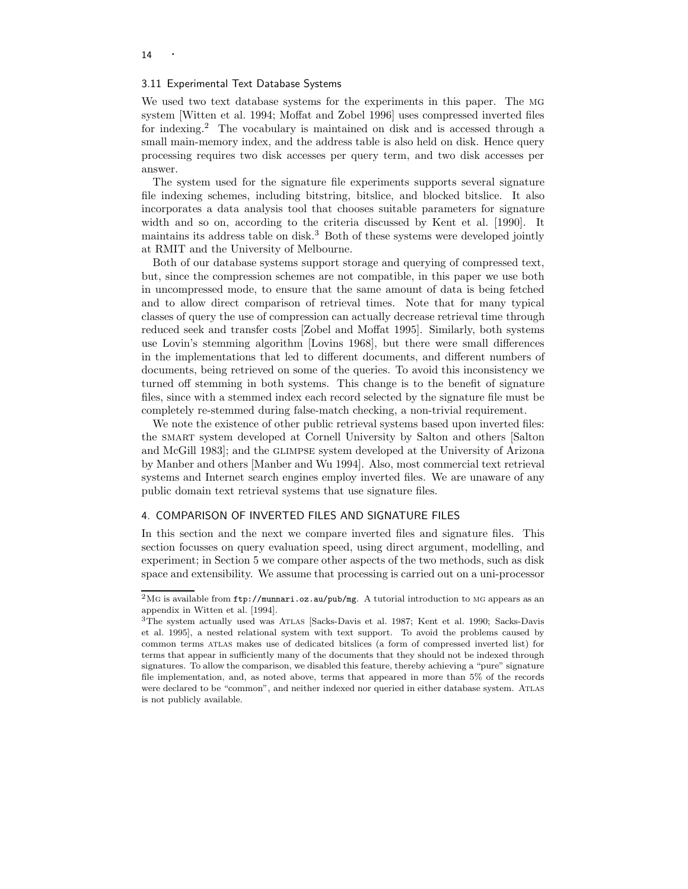### 3.11 Experimental Text Database Systems

We used two text database systems for the experiments in this paper. The MG system [Witten et al. 1994; Moffat and Zobel 1996] uses compressed inverted files for indexing.[2] The vocabulary is maintained on disk and is accessed through a small main-memory index, and the address table is also held on disk. Hence query processing requires two disk accesses per query term, and two disk accesses per answer.

The system used for the signature file experiments supports several signature file indexing schemes, including bitstring, bitslice, and blocked bitslice. It also incorporates a data analysis tool that chooses suitable parameters for signature width and so on, according to the criteria discussed by Kent et al. [1990]. It maintains its address table on disk.[3] Both of these systems were developed jointly at RMIT and the University of Melbourne.

Both of our database systems support storage and querying of compressed text, but, since the compression schemes are not compatible, in this paper we use both in uncompressed mode, to ensure that the same amount of data is being fetched and to allow direct comparison of retrieval times. Note that for many typical classes of query the use of compression can actually decrease retrieval time through reduced seek and transfer costs [Zobel and Moffat 1995]. Similarly, both systems use Lovin's stemming algorithm [Lovins 1968], but there were small differences in the implementations that led to different documents, and different numbers of documents, being retrieved on some of the queries. To avoid this inconsistency we turned off stemming in both systems. This change is to the benefit of signature files, since with a stemmed index each record selected by the signature file must be completely re-stemmed during false-match checking, a non-trivial requirement.

We note the existence of other public retrieval systems based upon inverted files: the SMART system developed at Cornell University by Salton and others [Salton and McGill 1983]; and the GLIMPSE system developed at the University of Arizona by Manber and others [Manber and Wu 1994]. Also, most commercial text retrieval systems and Internet search engines employ inverted files. We are unaware of any public domain text retrieval systems that use signature files.

## 4. COMPARISON OF INVERTED FILES AND SIGNATURE FILES

In this section and the next we compare inverted files and signature files. This section focusses on query evaluation speed, using direct argument, modelling, and experiment; in Section 5 we compare other aspects of the two methods, such as disk space and extensibility. We assume that processing is carried out on a uni-processor

---

[2] MG is available from `ftp://munnari.oz.au/pub/mg`. A tutorial introduction to MG appears as an appendix in Witten et al. [1994].

[3] The system actually used was ATLAS [Sacks-Davis et al. 1987; Kent et al. 1990; Sacks-Davis et al. 1995], a nested relational system with text support. To avoid the problems caused by common terms ATLAS makes use of dedicated bitslices (a form of compressed inverted list) for terms that appear in sufficiently many of the documents that they should not be indexed through signatures. To allow the comparison, we disabled this feature, thereby achieving a "pure" signature file implementation, and, as noted above, terms that appeared in more than 5% of the records were declared to be "common", and neither indexed nor queried in either database system. ATLAS is not publicly available.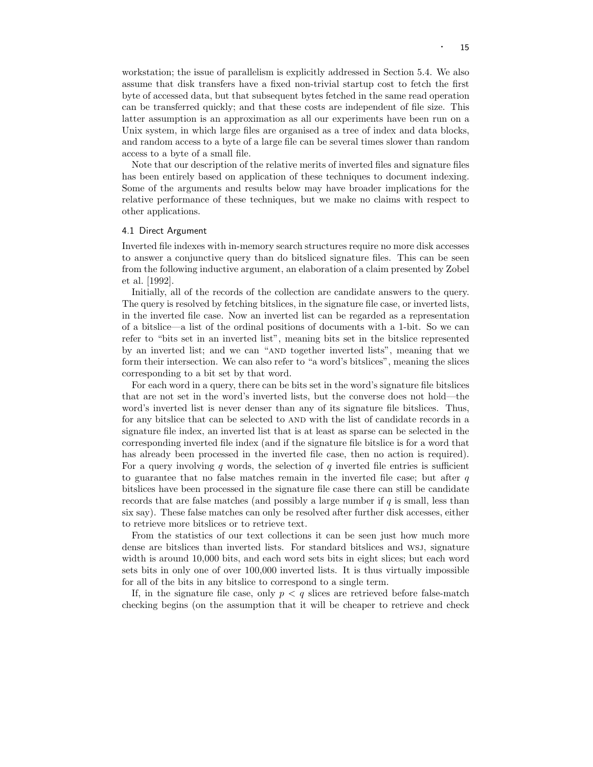workstation; the issue of parallelism is explicitly addressed in Section 5.4. We also assume that disk transfers have a fixed non-trivial startup cost to fetch the first byte of accessed data, but that subsequent bytes fetched in the same read operation can be transferred quickly; and that these costs are independent of file size. This latter assumption is an approximation as all our experiments have been run on a Unix system, in which large files are organised as a tree of index and data blocks, and random access to a byte of a large file can be several times slower than random access to a byte of a small file.

Note that our description of the relative merits of inverted files and signature files has been entirely based on application of these techniques to document indexing. Some of the arguments and results below may have broader implications for the relative performance of these techniques, but we make no claims with respect to other applications.

### 4.1 Direct Argument

Inverted file indexes with in-memory search structures require no more disk accesses to answer a conjunctive query than do bitsliced signature files. This can be seen from the following inductive argument, an elaboration of a claim presented by Zobel et al. [1992].

Initially, all of the records of the collection are candidate answers to the query. The query is resolved by fetching bitslices, in the signature file case, or inverted lists, in the inverted file case. Now an inverted list can be regarded as a representation of a bitslice—a list of the ordinal positions of documents with a 1-bit. So we can refer to "bits set in an inverted list", meaning bits set in the bitslice represented by an inverted list; and we can "AND together inverted lists", meaning that we form their intersection. We can also refer to "a word's bitslices", meaning the slices corresponding to a bit set by that word.

For each word in a query, there can be bits set in the word's signature file bitslices that are not set in the word's inverted lists, but the converse does not hold—the word's inverted list is never denser than any of its signature file bitslices. Thus, for any bitslice that can be selected to AND with the list of candidate records in a signature file index, an inverted list that is at least as sparse can be selected in the corresponding inverted file index (and if the signature file bitslice is for a word that has already been processed in the inverted file case, then no action is required). For a query involving $q$ words, the selection of $q$ inverted file entries is sufficient to guarantee that no false matches remain in the inverted file case; but after $q$ bitslices have been processed in the signature file case there can still be candidate records that are false matches (and possibly a large number if $q$ is small, less than six say). These false matches can only be resolved after further disk accesses, either to retrieve more bitslices or to retrieve text.

From the statistics of our text collections it can be seen just how much more dense are bitslices than inverted lists. For standard bitslices and WSJ, signature width is around 10,000 bits, and each word sets bits in eight slices; but each word sets bits in only one of over 100,000 inverted lists. It is thus virtually impossible for all of the bits in any bitslice to correspond to a single term.

If, in the signature file case, only $p < q$ slices are retrieved before false-match checking begins (on the assumption that it will be cheaper to retrieve and check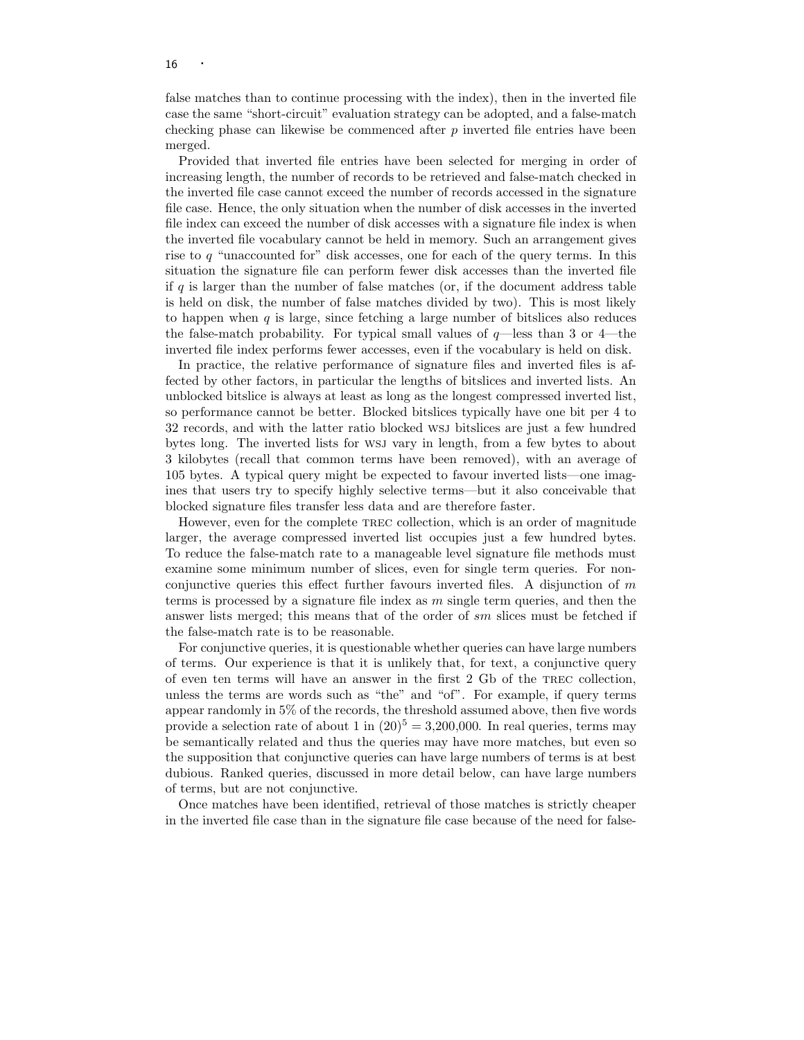false matches than to continue processing with the index), then in the inverted file case the same "short-circuit" evaluation strategy can be adopted, and a false-match checking phase can likewise be commenced after $p$ inverted file entries have been merged.

Provided that inverted file entries have been selected for merging in order of increasing length, the number of records to be retrieved and false-match checked in the inverted file case cannot exceed the number of records accessed in the signature file case. Hence, the only situation when the number of disk accesses in the inverted file index can exceed the number of disk accesses with a signature file index is when the inverted file vocabulary cannot be held in memory. Such an arrangement gives rise to $q$ "unaccounted for" disk accesses, one for each of the query terms. In this situation the signature file can perform fewer disk accesses than the inverted file if $q$ is larger than the number of false matches (or, if the document address table is held on disk, the number of false matches divided by two). This is most likely to happen when $q$ is large, since fetching a large number of bitslices also reduces the false-match probability. For typical small values of $q$—less than 3 or 4—the inverted file index performs fewer accesses, even if the vocabulary is held on disk.

In practice, the relative performance of signature files and inverted files is affected by other factors, in particular the lengths of bitslices and inverted lists. An unblocked bitslice is always at least as long as the longest compressed inverted list, so performance cannot be better. Blocked bitslices typically have one bit per 4 to 32 records, and with the latter ratio blocked WSJ bitslices are just a few hundred bytes long. The inverted lists for WSJ vary in length, from a few bytes to about 3 kilobytes (recall that common terms have been removed), with an average of 105 bytes. A typical query might be expected to favour inverted lists—one imagines that users try to specify highly selective terms—but it also conceivable that blocked signature files transfer less data and are therefore faster.

However, even for the complete TREC collection, which is an order of magnitude larger, the average compressed inverted list occupies just a few hundred bytes. To reduce the false-match rate to a manageable level signature file methods must examine some minimum number of slices, even for single term queries. For non-conjunctive queries this effect further favours inverted files. A disjunction of $m$ terms is processed by a signature file index as $m$ single term queries, and then the answer lists merged; this means that of the order of $sm$ slices must be fetched if the false-match rate is to be reasonable.

For conjunctive queries, it is questionable whether queries can have large numbers of terms. Our experience is that it is unlikely that, for text, a conjunctive query of even ten terms will have an answer in the first 2 Gb of the TREC collection, unless the terms are words such as "the" and "of". For example, if query terms appear randomly in 5% of the records, the threshold assumed above, then five words provide a selection rate of about 1 in $(20)^5 = 3{,}200{,}000$. In real queries, terms may be semantically related and thus the queries may have more matches, but even so the supposition that conjunctive queries can have large numbers of terms is at best dubious. Ranked queries, discussed in more detail below, can have large numbers of terms, but are not conjunctive.

Once matches have been identified, retrieval of those matches is strictly cheaper in the inverted file case than in the signature file case because of the need for false-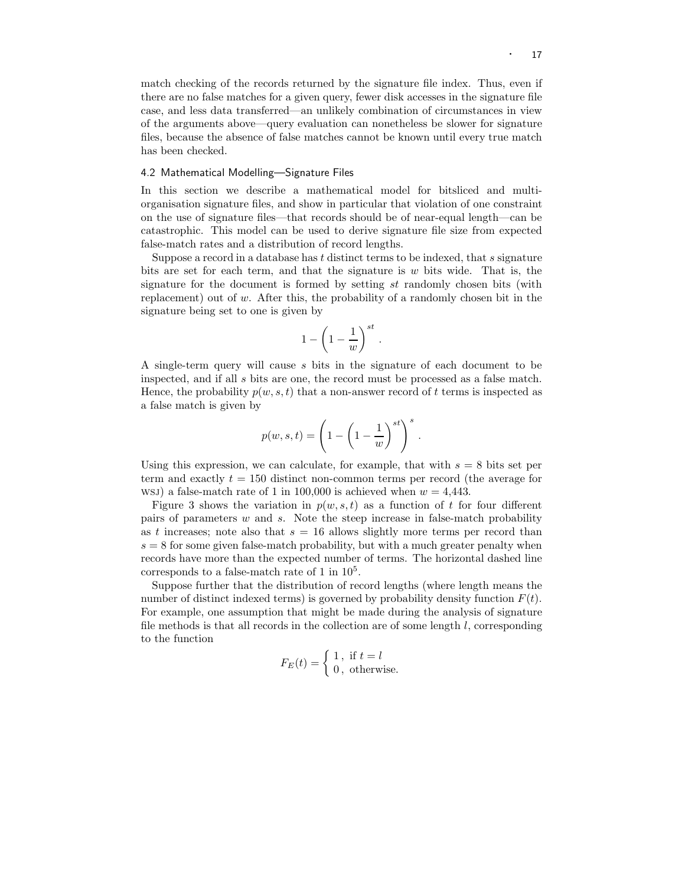match checking of the records returned by the signature file index. Thus, even if there are no false matches for a given query, fewer disk accesses in the signature file case, and less data transferred—an unlikely combination of circumstances in view of the arguments above—query evaluation can nonetheless be slower for signature files, because the absence of false matches cannot be known until every true match has been checked.

### 4.2 Mathematical Modelling—Signature Files

In this section we describe a mathematical model for bitsliced and multi-organisation signature files, and show in particular that violation of one constraint on the use of signature files—that records should be of near-equal length—can be catastrophic. This model can be used to derive signature file size from expected false-match rates and a distribution of record lengths.

Suppose a record in a database has $t$ distinct terms to be indexed, that $s$ signature bits are set for each term, and that the signature is $w$ bits wide. That is, the signature for the document is formed by setting $st$ randomly chosen bits (with replacement) out of $w$. After this, the probability of a randomly chosen bit in the signature being set to one is given by

$$1 - \left(1 - \frac{1}{w}\right)^{st} .$$

A single-term query will cause $s$ bits in the signature of each document to be inspected, and if all $s$ bits are one, the record must be processed as a false match. Hence, the probability $p(w, s, t)$ that a non-answer record of $t$ terms is inspected as a false match is given by

$$p(w, s, t) = \left(1 - \left(1 - \frac{1}{w}\right)^{st}\right)^{s} .$$

Using this expression, we can calculate, for example, that with $s = 8$ bits set per term and exactly $t = 150$ distinct non-common terms per record (the average for WSJ) a false-match rate of 1 in 100,000 is achieved when $w = 4{,}443$.

Figure 3 shows the variation in $p(w, s, t)$ as a function of $t$ for four different pairs of parameters $w$ and $s$. Note the steep increase in false-match probability as $t$ increases; note also that $s = 16$ allows slightly more terms per record than $s = 8$ for some given false-match probability, but with a much greater penalty when records have more than the expected number of terms. The horizontal dashed line corresponds to a false-match rate of 1 in $10^5$.

Suppose further that the distribution of record lengths (where length means the number of distinct indexed terms) is governed by probability density function $F(t)$. For example, one assumption that might be made during the analysis of signature file methods is that all records in the collection are of some length $l$, corresponding to the function

$$F_E(t) = \begin{cases} 1\,, & \text{if } t = l \\ 0\,, & \text{otherwise.} \end{cases}$$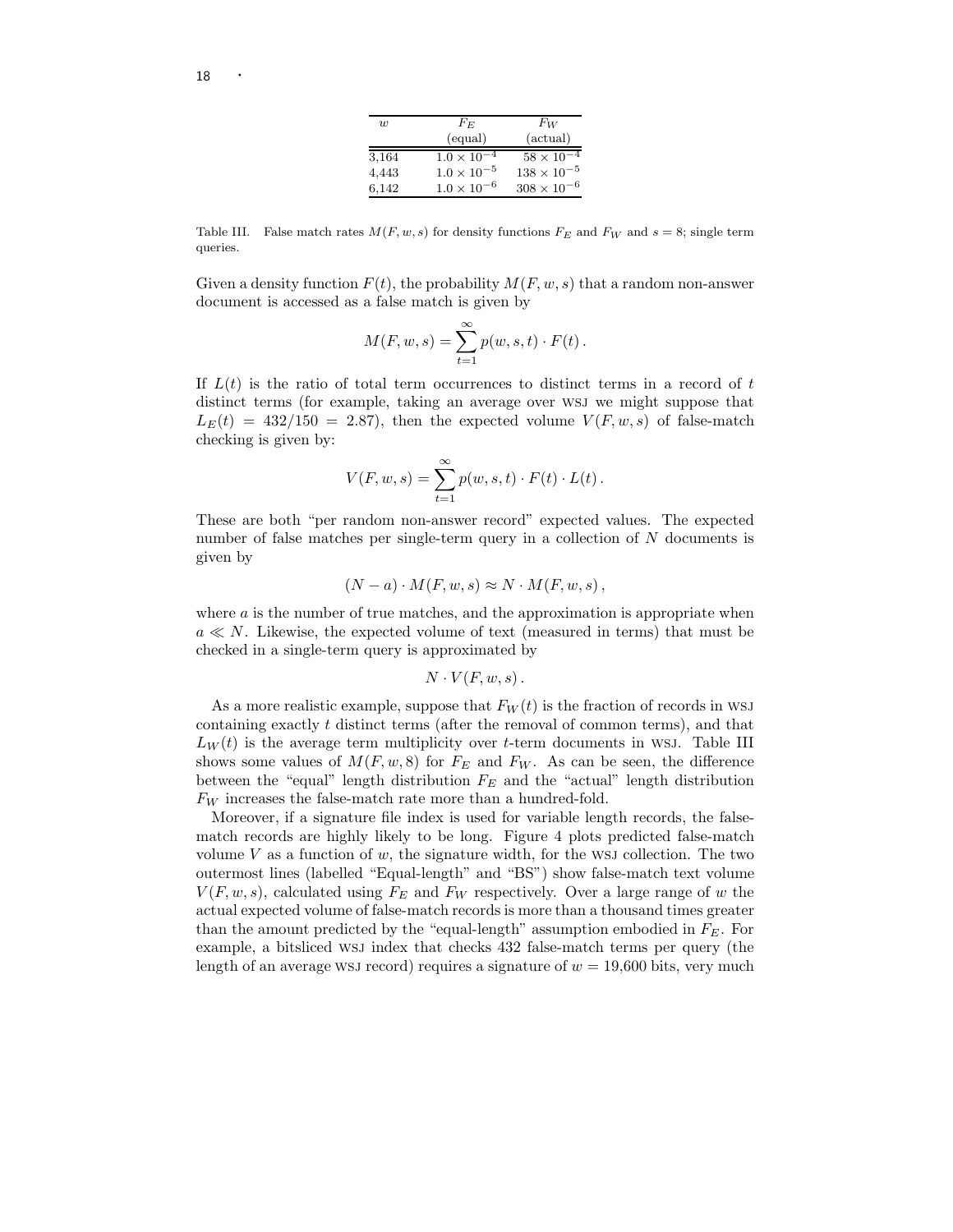| $w$ | $F_E$ (equal) | $F_W$ (actual) |
|---|---|---|
| 3,164 | $1.0 \times 10^{-4}$ | $58 \times 10^{-4}$ |
| 4,443 | $1.0 \times 10^{-5}$ | $138 \times 10^{-5}$ |
| 6,142 | $1.0 \times 10^{-6}$ | $308 \times 10^{-6}$ |

Table III. False match rates $M(F, w, s)$ for density functions $F_E$ and $F_W$ and $s = 8$; single term queries.

Given a density function $F(t)$, the probability $M(F, w, s)$ that a random non-answer document is accessed as a false match is given by

$$M(F, w, s) = \sum_{t=1}^{\infty} p(w, s, t) \cdot F(t) \,.$$

If $L(t)$ is the ratio of total term occurrences to distinct terms in a record of $t$ distinct terms (for example, taking an average over WSJ we might suppose that $L_E(t) = 432/150 = 2.87$), then the expected volume $V(F, w, s)$ of false-match checking is given by:

$$V(F, w, s) = \sum_{t=1}^{\infty} p(w, s, t) \cdot F(t) \cdot L(t) \,.$$

These are both "per random non-answer record" expected values. The expected number of false matches per single-term query in a collection of $N$ documents is given by

$$(N - a) \cdot M(F, w, s) \approx N \cdot M(F, w, s) \,,$$

where $a$ is the number of true matches, and the approximation is appropriate when $a \ll N$. Likewise, the expected volume of text (measured in terms) that must be checked in a single-term query is approximated by

$$N \cdot V(F, w, s) \,.$$

As a more realistic example, suppose that $F_W(t)$ is the fraction of records in WSJ containing exactly $t$ distinct terms (after the removal of common terms), and that $L_W(t)$ is the average term multiplicity over $t$-term documents in WSJ. Table III shows some values of $M(F, w, 8)$ for $F_E$ and $F_W$. As can be seen, the difference between the "equal" length distribution $F_E$ and the "actual" length distribution $F_W$ increases the false-match rate more than a hundred-fold.

Moreover, if a signature file index is used for variable length records, the false-match records are highly likely to be long. Figure 4 plots predicted false-match volume $V$ as a function of $w$, the signature width, for the WSJ collection. The two outermost lines (labelled "Equal-length" and "BS") show false-match text volume $V(F, w, s)$, calculated using $F_E$ and $F_W$ respectively. Over a large range of $w$ the actual expected volume of false-match records is more than a thousand times greater than the amount predicted by the "equal-length" assumption embodied in $F_E$. For example, a bitsliced WSJ index that checks 432 false-match terms per query (the length of an average WSJ record) requires a signature of $w = 19{,}600$ bits, very much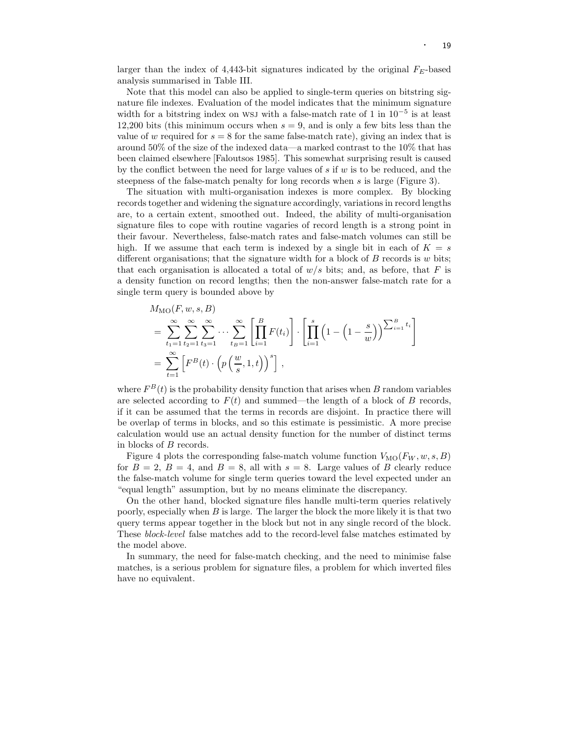larger than the index of 4,443-bit signatures indicated by the original $F_E$-based analysis summarised in Table III.

Note that this model can also be applied to single-term queries on bitstring signature file indexes. Evaluation of the model indicates that the minimum signature width for a bitstring index on WSJ with a false-match rate of 1 in $10^{-5}$ is at least 12,200 bits (this minimum occurs when $s = 9$, and is only a few bits less than the value of $w$ required for $s = 8$ for the same false-match rate), giving an index that is around 50% of the size of the indexed data—a marked contrast to the 10% that has been claimed elsewhere [Faloutsos 1985]. This somewhat surprising result is caused by the conflict between the need for large values of $s$ if $w$ is to be reduced, and the steepness of the false-match penalty for long records when $s$ is large (Figure 3).

The situation with multi-organisation indexes is more complex. By blocking records together and widening the signature accordingly, variations in record lengths are, to a certain extent, smoothed out. Indeed, the ability of multi-organisation signature files to cope with routine vagaries of record length is a strong point in their favour. Nevertheless, false-match rates and false-match volumes can still be high. If we assume that each term is indexed by a single bit in each of $K = s$ different organisations; that the signature width for a block of $B$ records is $w$ bits; that each organisation is allocated a total of $w/s$ bits; and, as before, that $F$ is a density function on record lengths; then the non-answer false-match rate for a single term query is bounded above by

$$
\begin{aligned}
& M_{\mathrm{MO}}(F, w, s, B) \\
&= \sum_{t_1=1}^{\infty} \sum_{t_2=1}^{\infty} \sum_{t_3=1}^{\infty} \cdots \sum_{t_B=1}^{\infty} \left[ \prod_{i=1}^{B} F(t_i) \right] \cdot \left[ \prod_{i=1}^{s} \left(1 - \left(1 - \frac{s}{w}\right)\right)^{\sum_{i=1}^{B} t_i} \right] \\
&= \sum_{t=1}^{\infty} \left[ F^B(t) \cdot \left( p\left(\frac{w}{s}, 1, t\right)\right)^s \right] ,
\end{aligned}
$$

where $F^B(t)$ is the probability density function that arises when $B$ random variables are selected according to $F(t)$ and summed—the length of a block of $B$ records, if it can be assumed that the terms in records are disjoint. In practice there will be overlap of terms in blocks, and so this estimate is pessimistic. A more precise calculation would use an actual density function for the number of distinct terms in blocks of $B$ records.

Figure 4 plots the corresponding false-match volume function $V_{\mathrm{MO}}(F_W, w, s, B)$ for $B = 2$, $B = 4$, and $B = 8$, all with $s = 8$. Large values of $B$ clearly reduce the false-match volume for single term queries toward the level expected under an "equal length" assumption, but by no means eliminate the discrepancy.

On the other hand, blocked signature files handle multi-term queries relatively poorly, especially when $B$ is large. The larger the block the more likely it is that two query terms appear together in the block but not in any single record of the block. These *block-level* false matches add to the record-level false matches estimated by the model above.

In summary, the need for false-match checking, and the need to minimise false matches, is a serious problem for signature files, a problem for which inverted files have no equivalent.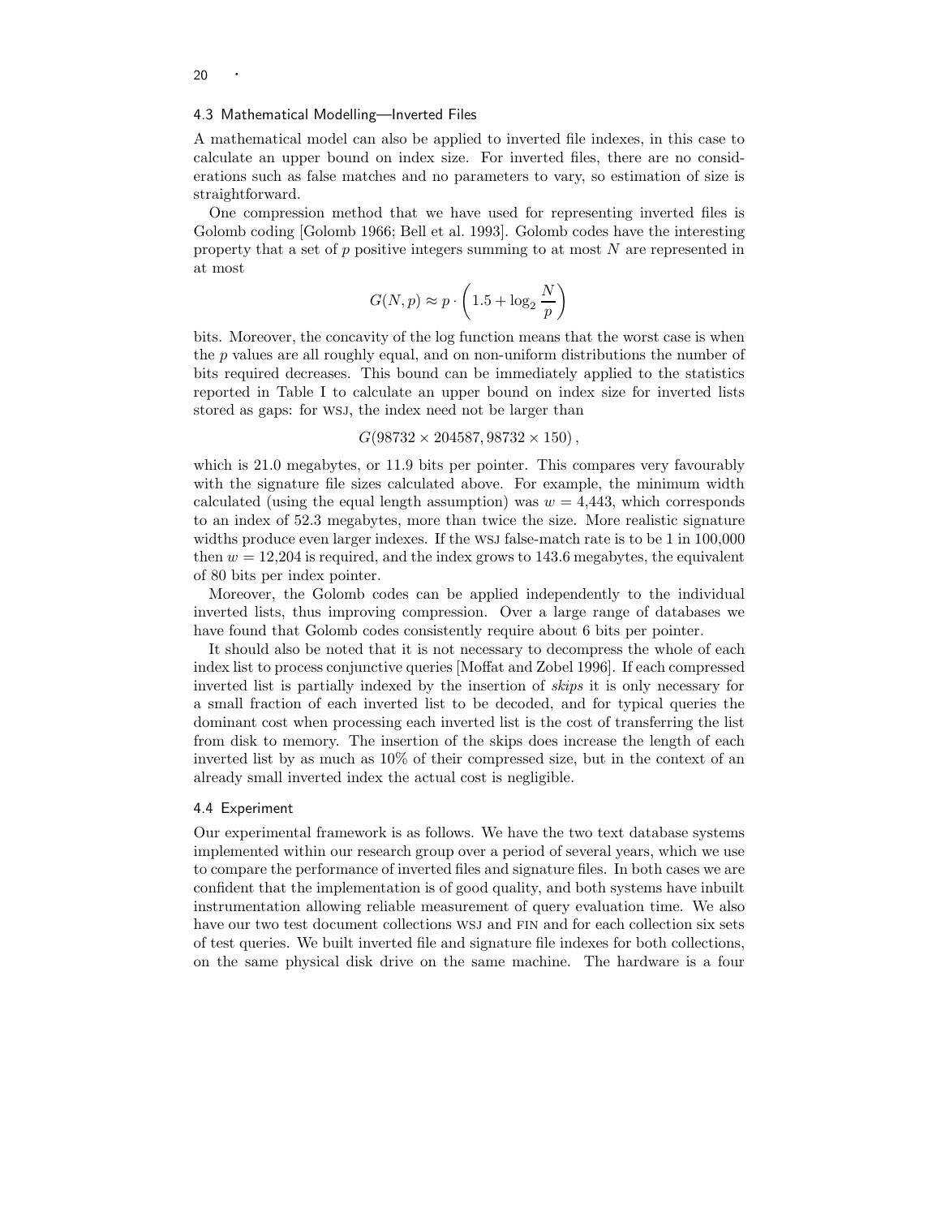### 4.3 Mathematical Modelling—Inverted Files

A mathematical model can also be applied to inverted file indexes, in this case to calculate an upper bound on index size. For inverted files, there are no considerations such as false matches and no parameters to vary, so estimation of size is straightforward.

One compression method that we have used for representing inverted files is Golomb coding [Golomb 1966; Bell et al. 1993]. Golomb codes have the interesting property that a set of $p$ positive integers summing to at most $N$ are represented in at most

$$G(N, p) \approx p \cdot \left(1.5 + \log_2 \frac{N}{p}\right)$$

bits. Moreover, the concavity of the log function means that the worst case is when the $p$ values are all roughly equal, and on non-uniform distributions the number of bits required decreases. This bound can be immediately applied to the statistics reported in Table I to calculate an upper bound on index size for inverted lists stored as gaps: for WSJ, the index need not be larger than

$$G(98732 \times 204587, 98732 \times 150),$$

which is 21.0 megabytes, or 11.9 bits per pointer. This compares very favourably with the signature file sizes calculated above. For example, the minimum width calculated (using the equal length assumption) was $w = 4{,}443$, which corresponds to an index of 52.3 megabytes, more than twice the size. More realistic signature widths produce even larger indexes. If the WSJ false-match rate is to be 1 in 100,000 then $w = 12{,}204$ is required, and the index grows to 143.6 megabytes, the equivalent of 80 bits per index pointer.

Moreover, the Golomb codes can be applied independently to the individual inverted lists, thus improving compression. Over a large range of databases we have found that Golomb codes consistently require about 6 bits per pointer.

It should also be noted that it is not necessary to decompress the whole of each index list to process conjunctive queries [Moffat and Zobel 1996]. If each compressed inverted list is partially indexed by the insertion of *skips* it is only necessary for a small fraction of each inverted list to be decoded, and for typical queries the dominant cost when processing each inverted list is the cost of transferring the list from disk to memory. The insertion of the skips does increase the length of each inverted list by as much as 10% of their compressed size, but in the context of an already small inverted index the actual cost is negligible.

### 4.4 Experiment

Our experimental framework is as follows. We have the two text database systems implemented within our research group over a period of several years, which we use to compare the performance of inverted files and signature files. In both cases we are confident that the implementation is of good quality, and both systems have inbuilt instrumentation allowing reliable measurement of query evaluation time. We also have our two test document collections WSJ and FIN and for each collection six sets of test queries. We built inverted file and signature file indexes for both collections, on the same physical disk drive on the same machine. The hardware is a four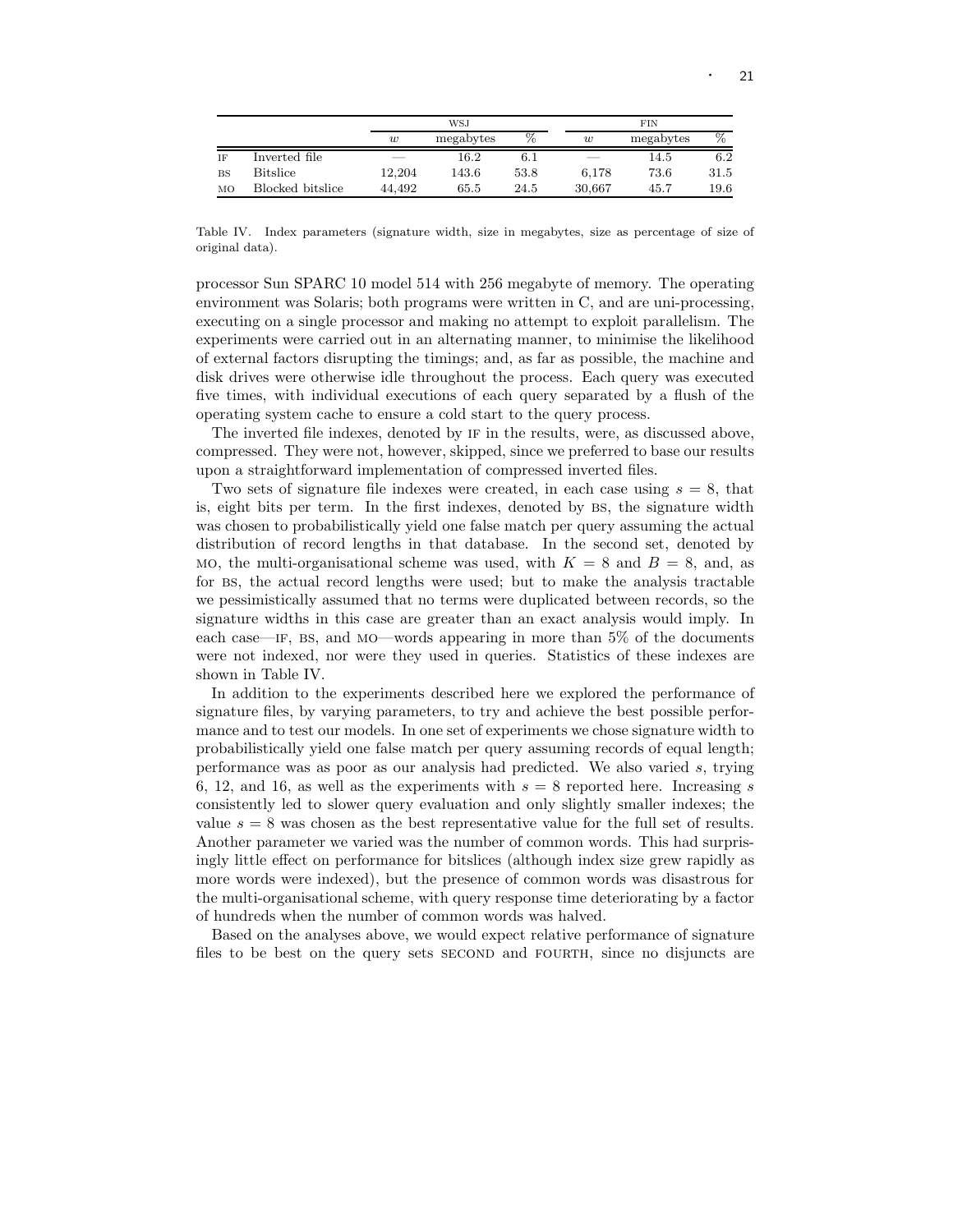| | | WSJ | | | FIN | | |
|---|---|---|---|---|---|---|---|
| | | $w$ | megabytes | % | $w$ | megabytes | % |
| IF | Inverted file | — | 16.2 | 6.1 | — | 14.5 | 6.2 |
| BS | Bitslice | 12,204 | 143.6 | 53.8 | 6,178 | 73.6 | 31.5 |
| MO | Blocked bitslice | 44,492 | 65.5 | 24.5 | 30,667 | 45.7 | 19.6 |

Table IV. Index parameters (signature width, size in megabytes, size as percentage of size of original data).

processor Sun SPARC 10 model 514 with 256 megabyte of memory. The operating environment was Solaris; both programs were written in C, and are uni-processing, executing on a single processor and making no attempt to exploit parallelism. The experiments were carried out in an alternating manner, to minimise the likelihood of external factors disrupting the timings; and, as far as possible, the machine and disk drives were otherwise idle throughout the process. Each query was executed five times, with individual executions of each query separated by a flush of the operating system cache to ensure a cold start to the query process.

The inverted file indexes, denoted by IF in the results, were, as discussed above, compressed. They were not, however, skipped, since we preferred to base our results upon a straightforward implementation of compressed inverted files.

Two sets of signature file indexes were created, in each case using $s = 8$, that is, eight bits per term. In the first indexes, denoted by BS, the signature width was chosen to probabilistically yield one false match per query assuming the actual distribution of record lengths in that database. In the second set, denoted by MO, the multi-organisational scheme was used, with $K = 8$ and $B = 8$, and, as for BS, the actual record lengths were used; but to make the analysis tractable we pessimistically assumed that no terms were duplicated between records, so the signature widths in this case are greater than an exact analysis would imply. In each case—IF, BS, and MO—words appearing in more than 5% of the documents were not indexed, nor were they used in queries. Statistics of these indexes are shown in Table IV.

In addition to the experiments described here we explored the performance of signature files, by varying parameters, to try and achieve the best possible performance and to test our models. In one set of experiments we chose signature width to probabilistically yield one false match per query assuming records of equal length; performance was as poor as our analysis had predicted. We also varied $s$, trying 6, 12, and 16, as well as the experiments with $s = 8$ reported here. Increasing $s$ consistently led to slower query evaluation and only slightly smaller indexes; the value $s = 8$ was chosen as the best representative value for the full set of results. Another parameter we varied was the number of common words. This had surprisingly little effect on performance for bitslices (although index size grew rapidly as more words were indexed), but the presence of common words was disastrous for the multi-organisational scheme, with query response time deteriorating by a factor of hundreds when the number of common words was halved.

Based on the analyses above, we would expect relative performance of signature files to be best on the query sets SECOND and FOURTH, since no disjuncts are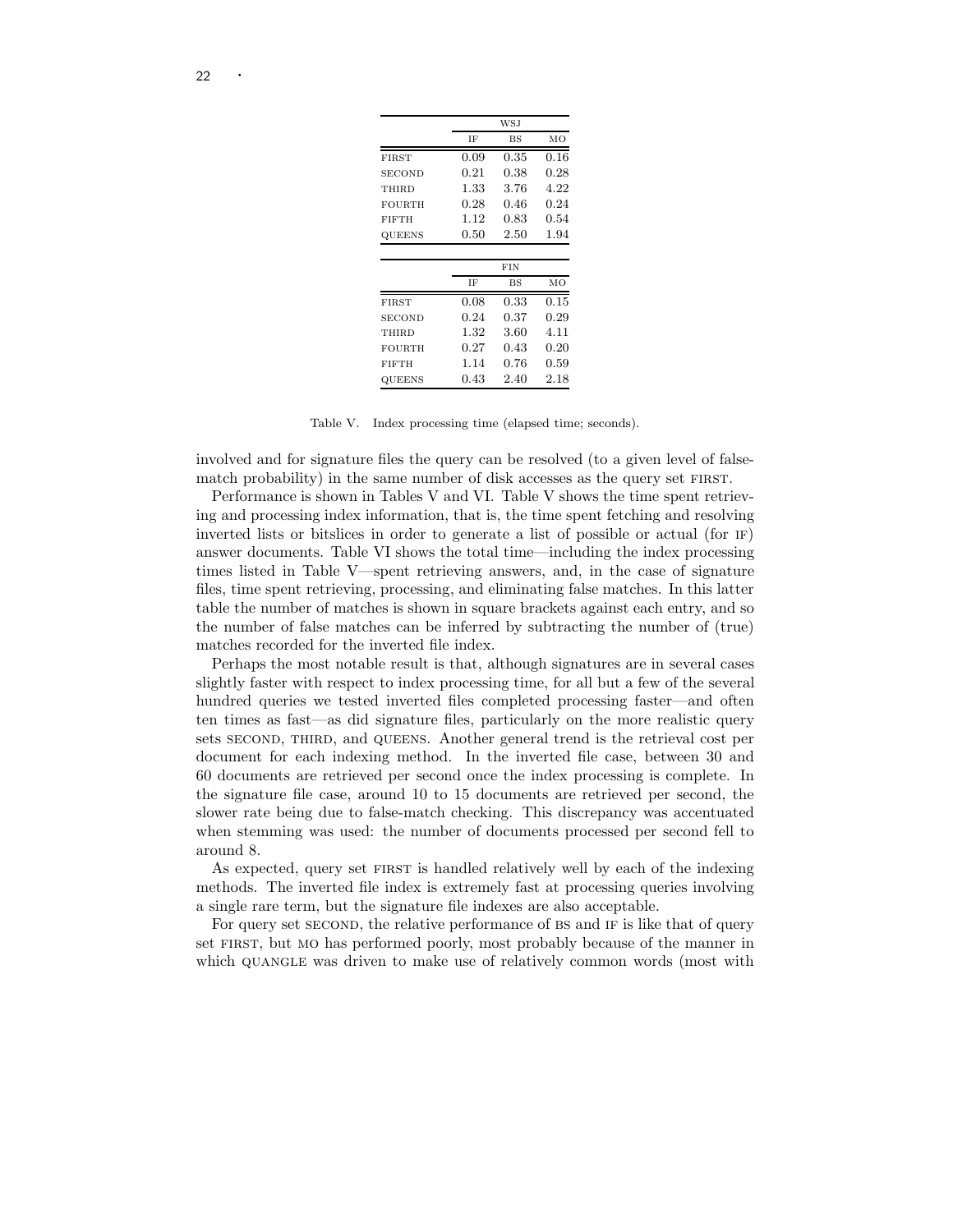| | WSJ | | |
|---|---|---|---|
| | IF | BS | MO |
| FIRST | 0.09 | 0.35 | 0.16 |
| SECOND | 0.21 | 0.38 | 0.28 |
| THIRD | 1.33 | 3.76 | 4.22 |
| FOURTH | 0.28 | 0.46 | 0.24 |
| FIFTH | 1.12 | 0.83 | 0.54 |
| QUEENS | 0.50 | 2.50 | 1.94 |

| | FIN | | |
|---|---|---|---|
| | IF | BS | MO |
| FIRST | 0.08 | 0.33 | 0.15 |
| SECOND | 0.24 | 0.37 | 0.29 |
| THIRD | 1.32 | 3.60 | 4.11 |
| FOURTH | 0.27 | 0.43 | 0.20 |
| FIFTH | 1.14 | 0.76 | 0.59 |
| QUEENS | 0.43 | 2.40 | 2.18 |

Table V. Index processing time (elapsed time; seconds).

involved and for signature files the query can be resolved (to a given level of false-match probability) in the same number of disk accesses as the query set FIRST.

Performance is shown in Tables V and VI. Table V shows the time spent retrieving and processing index information, that is, the time spent fetching and resolving inverted lists or bitslices in order to generate a list of possible or actual (for IF) answer documents. Table VI shows the total time—including the index processing times listed in Table V—spent retrieving answers, and, in the case of signature files, time spent retrieving, processing, and eliminating false matches. In this latter table the number of matches is shown in square brackets against each entry, and so the number of false matches can be inferred by subtracting the number of (true) matches recorded for the inverted file index.

Perhaps the most notable result is that, although signatures are in several cases slightly faster with respect to index processing time, for all but a few of the several hundred queries we tested inverted files completed processing faster—and often ten times as fast—as did signature files, particularly on the more realistic query sets SECOND, THIRD, and QUEENS. Another general trend is the retrieval cost per document for each indexing method. In the inverted file case, between 30 and 60 documents are retrieved per second once the index processing is complete. In the signature file case, around 10 to 15 documents are retrieved per second, the slower rate being due to false-match checking. This discrepancy was accentuated when stemming was used: the number of documents processed per second fell to around 8.

As expected, query set FIRST is handled relatively well by each of the indexing methods. The inverted file index is extremely fast at processing queries involving a single rare term, but the signature file indexes are also acceptable.

For query set SECOND, the relative performance of BS and IF is like that of query set FIRST, but MO has performed poorly, most probably because of the manner in which QUANGLE was driven to make use of relatively common words (most with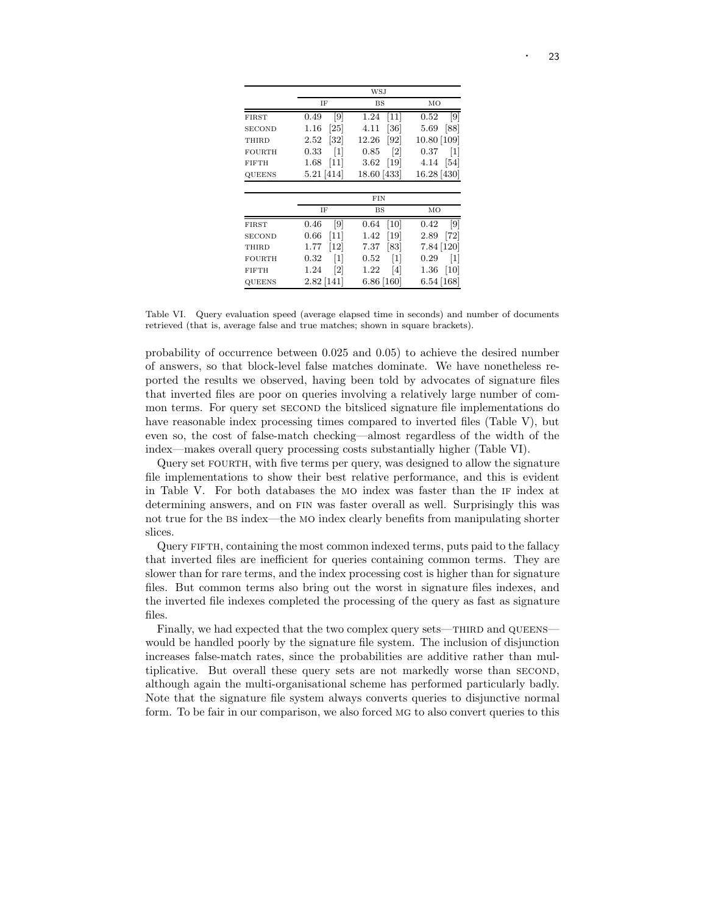| | WSJ | | |
|---|---|---|---|
| | IF | BS | MO |
| FIRST | 0.49 [9] | 1.24 [11] | 0.52 [9] |
| SECOND | 1.16 [25] | 4.11 [36] | 5.69 [88] |
| THIRD | 2.52 [32] | 12.26 [92] | 10.80 [109] |
| FOURTH | 0.33 [1] | 0.85 [2] | 0.37 [1] |
| FIFTH | 1.68 [11] | 3.62 [19] | 4.14 [54] |
| QUEENS | 5.21 [414] | 18.60 [433] | 16.28 [430] |

| | FIN | | |
|---|---|---|---|
| | IF | BS | MO |
| FIRST | 0.46 [9] | 0.64 [10] | 0.42 [9] |
| SECOND | 0.66 [11] | 1.42 [19] | 2.89 [72] |
| THIRD | 1.77 [12] | 7.37 [83] | 7.84 [120] |
| FOURTH | 0.32 [1] | 0.52 [1] | 0.29 [1] |
| FIFTH | 1.24 [2] | 1.22 [4] | 1.36 [10] |
| QUEENS | 2.82 [141] | 6.86 [160] | 6.54 [168] |

Table VI. Query evaluation speed (average elapsed time in seconds) and number of documents retrieved (that is, average false and true matches; shown in square brackets).

probability of occurrence between 0.025 and 0.05) to achieve the desired number of answers, so that block-level false matches dominate. We have nonetheless reported the results we observed, having been told by advocates of signature files that inverted files are poor on queries involving a relatively large number of common terms. For query set SECOND the bitsliced signature file implementations do have reasonable index processing times compared to inverted files (Table V), but even so, the cost of false-match checking—almost regardless of the width of the index—makes overall query processing costs substantially higher (Table VI).

Query set FOURTH, with five terms per query, was designed to allow the signature file implementations to show their best relative performance, and this is evident in Table V. For both databases the MO index was faster than the IF index at determining answers, and on FIN was faster overall as well. Surprisingly this was not true for the BS index—the MO index clearly benefits from manipulating shorter slices.

Query FIFTH, containing the most common indexed terms, puts paid to the fallacy that inverted files are inefficient for queries containing common terms. They are slower than for rare terms, and the index processing cost is higher than for signature files. But common terms also bring out the worst in signature files indexes, and the inverted file indexes completed the processing of the query as fast as signature files.

Finally, we had expected that the two complex query sets—THIRD and QUEENS—would be handled poorly by the signature file system. The inclusion of disjunction increases false-match rates, since the probabilities are additive rather than multiplicative. But overall these query sets are not markedly worse than SECOND, although again the multi-organisational scheme has performed particularly badly. Note that the signature file system always converts queries to disjunctive normal form. To be fair in our comparison, we also forced MG to also convert queries to this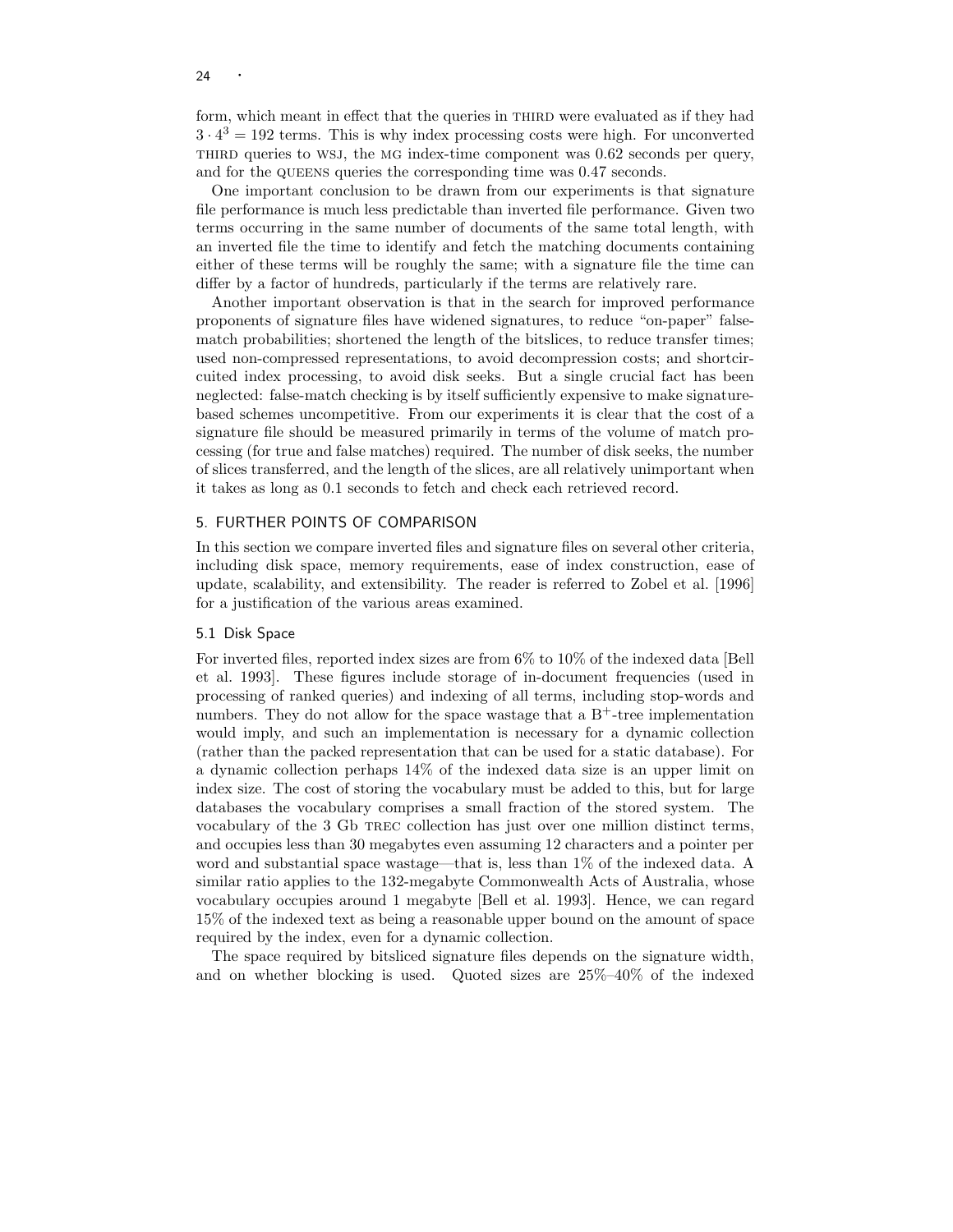form, which meant in effect that the queries in THIRD were evaluated as if they had $3 \cdot 4^3 = 192$ terms. This is why index processing costs were high. For unconverted THIRD queries to WSJ, the MG index-time component was 0.62 seconds per query, and for the QUEENS queries the corresponding time was 0.47 seconds.

One important conclusion to be drawn from our experiments is that signature file performance is much less predictable than inverted file performance. Given two terms occurring in the same number of documents of the same total length, with an inverted file the time to identify and fetch the matching documents containing either of these terms will be roughly the same; with a signature file the time can differ by a factor of hundreds, particularly if the terms are relatively rare.

Another important observation is that in the search for improved performance proponents of signature files have widened signatures, to reduce "on-paper" false-match probabilities; shortened the length of the bitslices, to reduce transfer times; used non-compressed representations, to avoid decompression costs; and shortcircuited index processing, to avoid disk seeks. But a single crucial fact has been neglected: false-match checking is by itself sufficiently expensive to make signature-based schemes uncompetitive. From our experiments it is clear that the cost of a signature file should be measured primarily in terms of the volume of match processing (for true and false matches) required. The number of disk seeks, the number of slices transferred, and the length of the slices, are all relatively unimportant when it takes as long as 0.1 seconds to fetch and check each retrieved record.

## 5. FURTHER POINTS OF COMPARISON

In this section we compare inverted files and signature files on several other criteria, including disk space, memory requirements, ease of index construction, ease of update, scalability, and extensibility. The reader is referred to Zobel et al. [1996] for a justification of the various areas examined.

### 5.1 Disk Space

For inverted files, reported index sizes are from 6% to 10% of the indexed data [Bell et al. 1993]. These figures include storage of in-document frequencies (used in processing of ranked queries) and indexing of all terms, including stop-words and numbers. They do not allow for the space wastage that a $B^+$-tree implementation would imply, and such an implementation is necessary for a dynamic collection (rather than the packed representation that can be used for a static database). For a dynamic collection perhaps 14% of the indexed data size is an upper limit on index size. The cost of storing the vocabulary must be added to this, but for large databases the vocabulary comprises a small fraction of the stored system. The vocabulary of the 3 Gb TREC collection has just over one million distinct terms, and occupies less than 30 megabytes even assuming 12 characters and a pointer per word and substantial space wastage—that is, less than 1% of the indexed data. A similar ratio applies to the 132-megabyte Commonwealth Acts of Australia, whose vocabulary occupies around 1 megabyte [Bell et al. 1993]. Hence, we can regard 15% of the indexed text as being a reasonable upper bound on the amount of space required by the index, even for a dynamic collection.

The space required by bitsliced signature files depends on the signature width, and on whether blocking is used. Quoted sizes are 25%–40% of the indexed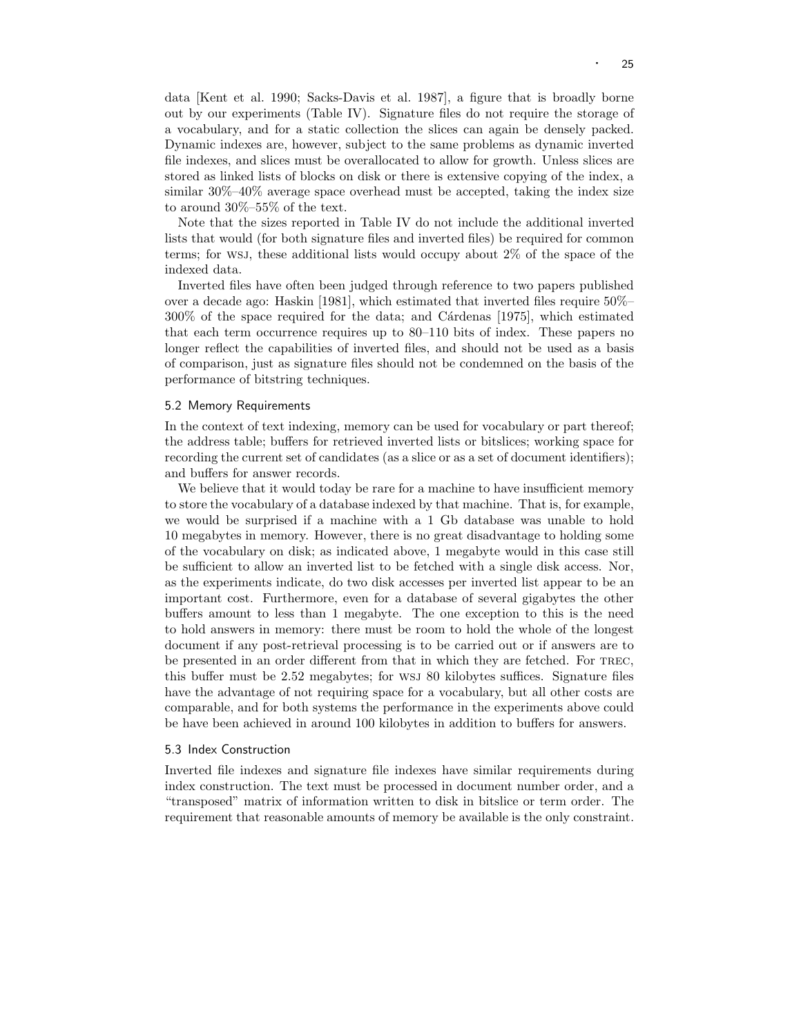data [Kent et al. 1990; Sacks-Davis et al. 1987], a figure that is broadly borne out by our experiments (Table IV). Signature files do not require the storage of a vocabulary, and for a static collection the slices can again be densely packed. Dynamic indexes are, however, subject to the same problems as dynamic inverted file indexes, and slices must be overallocated to allow for growth. Unless slices are stored as linked lists of blocks on disk or there is extensive copying of the index, a similar 30%–40% average space overhead must be accepted, taking the index size to around 30%–55% of the text.

Note that the sizes reported in Table IV do not include the additional inverted lists that would (for both signature files and inverted files) be required for common terms; for WSJ, these additional lists would occupy about 2% of the space of the indexed data.

Inverted files have often been judged through reference to two papers published over a decade ago: Haskin [1981], which estimated that inverted files require 50%–300% of the space required for the data; and Cárdenas [1975], which estimated that each term occurrence requires up to 80–110 bits of index. These papers no longer reflect the capabilities of inverted files, and should not be used as a basis of comparison, just as signature files should not be condemned on the basis of the performance of bitstring techniques.

### 5.2 Memory Requirements

In the context of text indexing, memory can be used for vocabulary or part thereof; the address table; buffers for retrieved inverted lists or bitslices; working space for recording the current set of candidates (as a slice or as a set of document identifiers); and buffers for answer records.

We believe that it would today be rare for a machine to have insufficient memory to store the vocabulary of a database indexed by that machine. That is, for example, we would be surprised if a machine with a 1 Gb database was unable to hold 10 megabytes in memory. However, there is no great disadvantage to holding some of the vocabulary on disk; as indicated above, 1 megabyte would in this case still be sufficient to allow an inverted list to be fetched with a single disk access. Nor, as the experiments indicate, do two disk accesses per inverted list appear to be an important cost. Furthermore, even for a database of several gigabytes the other buffers amount to less than 1 megabyte. The one exception to this is the need to hold answers in memory: there must be room to hold the whole of the longest document if any post-retrieval processing is to be carried out or if answers are to be presented in an order different from that in which they are fetched. For TREC, this buffer must be 2.52 megabytes; for WSJ 80 kilobytes suffices. Signature files have the advantage of not requiring space for a vocabulary, but all other costs are comparable, and for both systems the performance in the experiments above could be have been achieved in around 100 kilobytes in addition to buffers for answers.

### 5.3 Index Construction

Inverted file indexes and signature file indexes have similar requirements during index construction. The text must be processed in document number order, and a "transposed" matrix of information written to disk in bitslice or term order. The requirement that reasonable amounts of memory be available is the only constraint.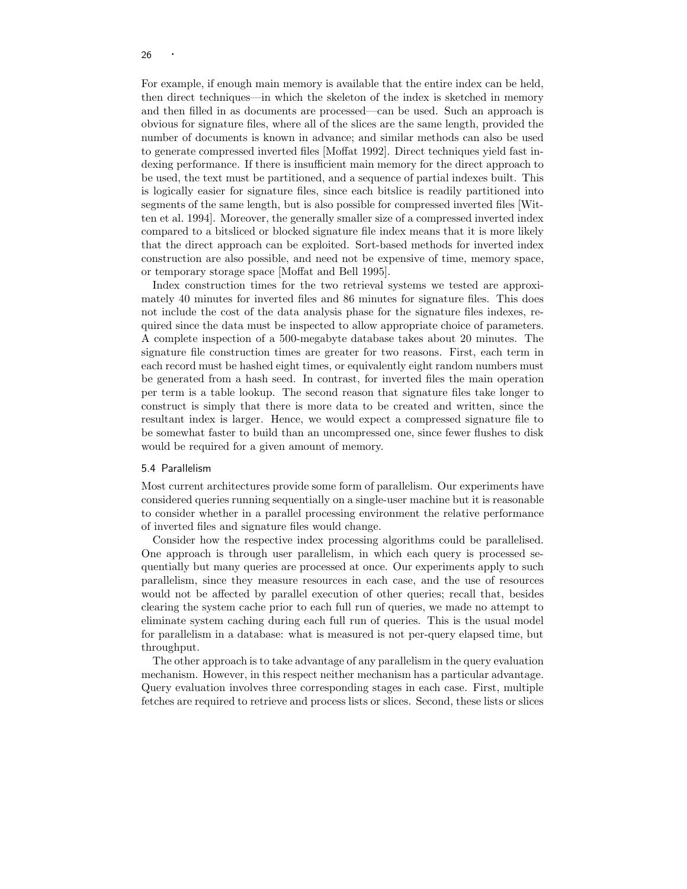For example, if enough main memory is available that the entire index can be held, then direct techniques—in which the skeleton of the index is sketched in memory and then filled in as documents are processed—can be used. Such an approach is obvious for signature files, where all of the slices are the same length, provided the number of documents is known in advance; and similar methods can also be used to generate compressed inverted files [Moffat 1992]. Direct techniques yield fast indexing performance. If there is insufficient main memory for the direct approach to be used, the text must be partitioned, and a sequence of partial indexes built. This is logically easier for signature files, since each bitslice is readily partitioned into segments of the same length, but is also possible for compressed inverted files [Witten et al. 1994]. Moreover, the generally smaller size of a compressed inverted index compared to a bitsliced or blocked signature file index means that it is more likely that the direct approach can be exploited. Sort-based methods for inverted index construction are also possible, and need not be expensive of time, memory space, or temporary storage space [Moffat and Bell 1995].

Index construction times for the two retrieval systems we tested are approximately 40 minutes for inverted files and 86 minutes for signature files. This does not include the cost of the data analysis phase for the signature files indexes, required since the data must be inspected to allow appropriate choice of parameters. A complete inspection of a 500-megabyte database takes about 20 minutes. The signature file construction times are greater for two reasons. First, each term in each record must be hashed eight times, or equivalently eight random numbers must be generated from a hash seed. In contrast, for inverted files the main operation per term is a table lookup. The second reason that signature files take longer to construct is simply that there is more data to be created and written, since the resultant index is larger. Hence, we would expect a compressed signature file to be somewhat faster to build than an uncompressed one, since fewer flushes to disk would be required for a given amount of memory.

### 5.4 Parallelism

Most current architectures provide some form of parallelism. Our experiments have considered queries running sequentially on a single-user machine but it is reasonable to consider whether in a parallel processing environment the relative performance of inverted files and signature files would change.

Consider how the respective index processing algorithms could be parallelised. One approach is through user parallelism, in which each query is processed sequentially but many queries are processed at once. Our experiments apply to such parallelism, since they measure resources in each case, and the use of resources would not be affected by parallel execution of other queries; recall that, besides clearing the system cache prior to each full run of queries, we made no attempt to eliminate system caching during each full run of queries. This is the usual model for parallelism in a database: what is measured is not per-query elapsed time, but throughput.

The other approach is to take advantage of any parallelism in the query evaluation mechanism. However, in this respect neither mechanism has a particular advantage. Query evaluation involves three corresponding stages in each case. First, multiple fetches are required to retrieve and process lists or slices. Second, these lists or slices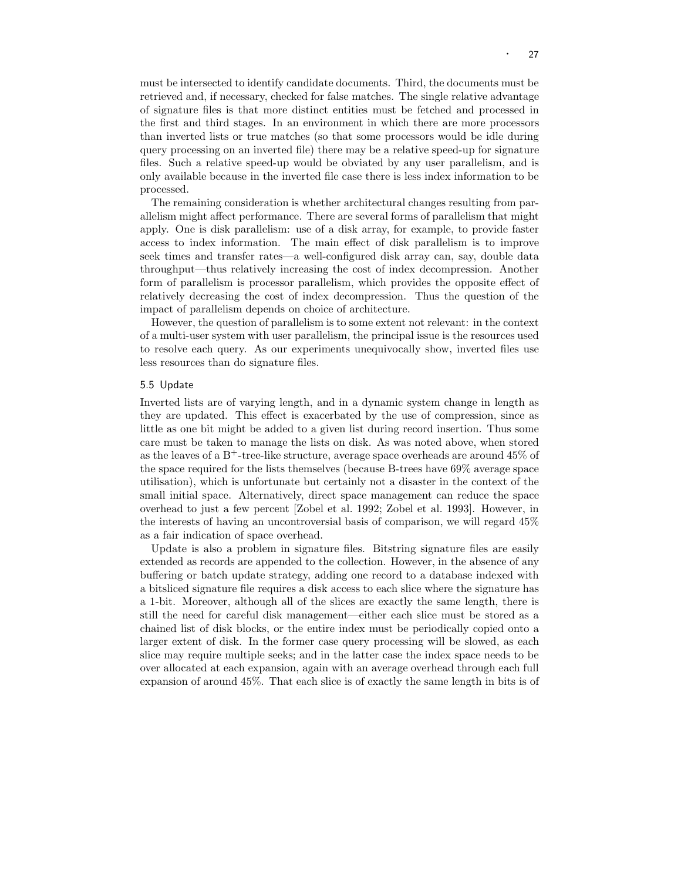must be intersected to identify candidate documents. Third, the documents must be retrieved and, if necessary, checked for false matches. The single relative advantage of signature files is that more distinct entities must be fetched and processed in the first and third stages. In an environment in which there are more processors than inverted lists or true matches (so that some processors would be idle during query processing on an inverted file) there may be a relative speed-up for signature files. Such a relative speed-up would be obviated by any user parallelism, and is only available because in the inverted file case there is less index information to be processed.

The remaining consideration is whether architectural changes resulting from parallelism might affect performance. There are several forms of parallelism that might apply. One is disk parallelism: use of a disk array, for example, to provide faster access to index information. The main effect of disk parallelism is to improve seek times and transfer rates—a well-configured disk array can, say, double data throughput—thus relatively increasing the cost of index decompression. Another form of parallelism is processor parallelism, which provides the opposite effect of relatively decreasing the cost of index decompression. Thus the question of the impact of parallelism depends on choice of architecture.

However, the question of parallelism is to some extent not relevant: in the context of a multi-user system with user parallelism, the principal issue is the resources used to resolve each query. As our experiments unequivocally show, inverted files use less resources than do signature files.

### 5.5 Update

Inverted lists are of varying length, and in a dynamic system change in length as they are updated. This effect is exacerbated by the use of compression, since as little as one bit might be added to a given list during record insertion. Thus some care must be taken to manage the lists on disk. As was noted above, when stored as the leaves of a B$^+$-tree-like structure, average space overheads are around 45% of the space required for the lists themselves (because B-trees have 69% average space utilisation), which is unfortunate but certainly not a disaster in the context of the small initial space. Alternatively, direct space management can reduce the space overhead to just a few percent [Zobel et al. 1992; Zobel et al. 1993]. However, in the interests of having an uncontroversial basis of comparison, we will regard 45% as a fair indication of space overhead.

Update is also a problem in signature files. Bitstring signature files are easily extended as records are appended to the collection. However, in the absence of any buffering or batch update strategy, adding one record to a database indexed with a bitsliced signature file requires a disk access to each slice where the signature has a 1-bit. Moreover, although all of the slices are exactly the same length, there is still the need for careful disk management—either each slice must be stored as a chained list of disk blocks, or the entire index must be periodically copied onto a larger extent of disk. In the former case query processing will be slowed, as each slice may require multiple seeks; and in the latter case the index space needs to be over allocated at each expansion, again with an average overhead through each full expansion of around 45%. That each slice is of exactly the same length in bits is of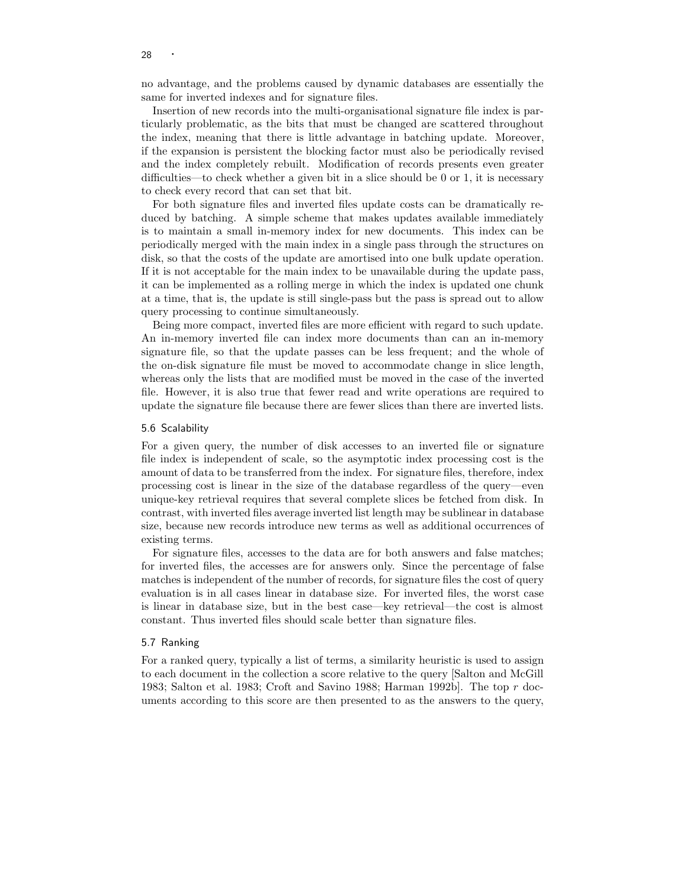no advantage, and the problems caused by dynamic databases are essentially the same for inverted indexes and for signature files.

Insertion of new records into the multi-organisational signature file index is particularly problematic, as the bits that must be changed are scattered throughout the index, meaning that there is little advantage in batching update. Moreover, if the expansion is persistent the blocking factor must also be periodically revised and the index completely rebuilt. Modification of records presents even greater difficulties—to check whether a given bit in a slice should be 0 or 1, it is necessary to check every record that can set that bit.

For both signature files and inverted files update costs can be dramatically reduced by batching. A simple scheme that makes updates available immediately is to maintain a small in-memory index for new documents. This index can be periodically merged with the main index in a single pass through the structures on disk, so that the costs of the update are amortised into one bulk update operation. If it is not acceptable for the main index to be unavailable during the update pass, it can be implemented as a rolling merge in which the index is updated one chunk at a time, that is, the update is still single-pass but the pass is spread out to allow query processing to continue simultaneously.

Being more compact, inverted files are more efficient with regard to such update. An in-memory inverted file can index more documents than can an in-memory signature file, so that the update passes can be less frequent; and the whole of the on-disk signature file must be moved to accommodate change in slice length, whereas only the lists that are modified must be moved in the case of the inverted file. However, it is also true that fewer read and write operations are required to update the signature file because there are fewer slices than there are inverted lists.

### 5.6 Scalability

For a given query, the number of disk accesses to an inverted file or signature file index is independent of scale, so the asymptotic index processing cost is the amount of data to be transferred from the index. For signature files, therefore, index processing cost is linear in the size of the database regardless of the query—even unique-key retrieval requires that several complete slices be fetched from disk. In contrast, with inverted files average inverted list length may be sublinear in database size, because new records introduce new terms as well as additional occurrences of existing terms.

For signature files, accesses to the data are for both answers and false matches; for inverted files, the accesses are for answers only. Since the percentage of false matches is independent of the number of records, for signature files the cost of query evaluation is in all cases linear in database size. For inverted files, the worst case is linear in database size, but in the best case—key retrieval—the cost is almost constant. Thus inverted files should scale better than signature files.

### 5.7 Ranking

For a ranked query, typically a list of terms, a similarity heuristic is used to assign to each document in the collection a score relative to the query [Salton and McGill 1983; Salton et al. 1983; Croft and Savino 1988; Harman 1992b]. The top $r$ documents according to this score are then presented to as the answers to the query,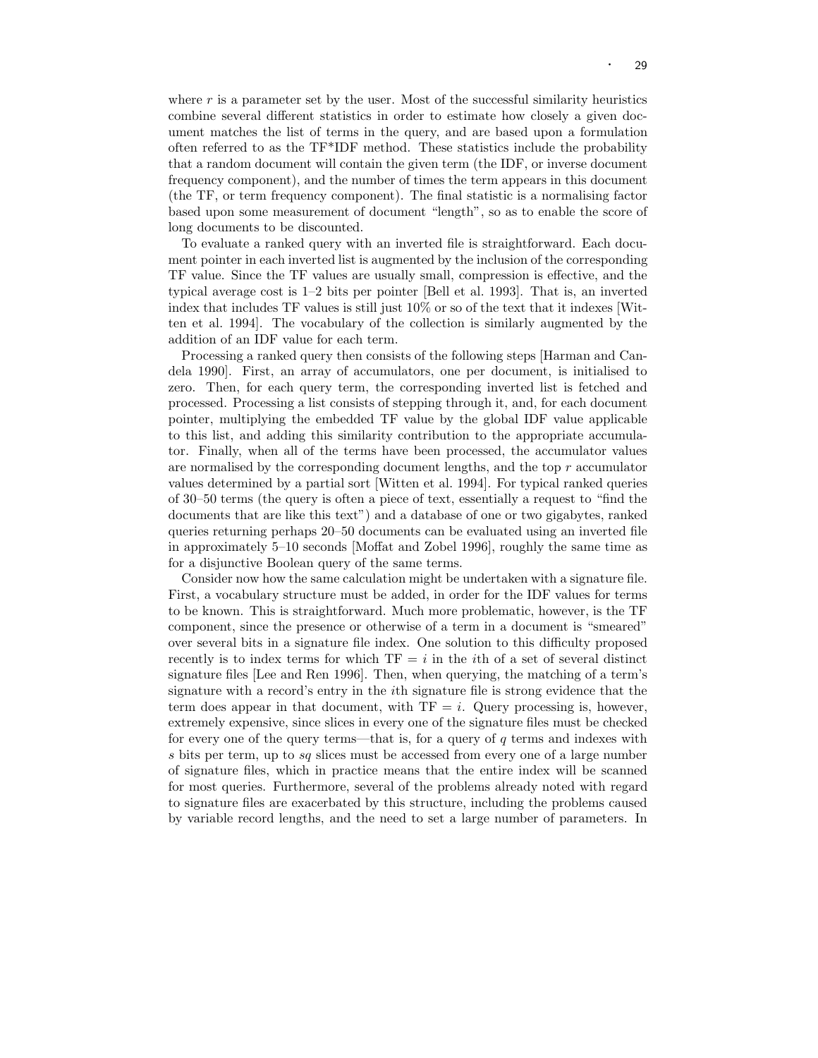where $r$ is a parameter set by the user. Most of the successful similarity heuristics combine several different statistics in order to estimate how closely a given document matches the list of terms in the query, and are based upon a formulation often referred to as the TF*IDF method. These statistics include the probability that a random document will contain the given term (the IDF, or inverse document frequency component), and the number of times the term appears in this document (the TF, or term frequency component). The final statistic is a normalising factor based upon some measurement of document "length", so as to enable the score of long documents to be discounted.

To evaluate a ranked query with an inverted file is straightforward. Each document pointer in each inverted list is augmented by the inclusion of the corresponding TF value. Since the TF values are usually small, compression is effective, and the typical average cost is 1–2 bits per pointer [Bell et al. 1993]. That is, an inverted index that includes TF values is still just 10% or so of the text that it indexes [Witten et al. 1994]. The vocabulary of the collection is similarly augmented by the addition of an IDF value for each term.

Processing a ranked query then consists of the following steps [Harman and Candela 1990]. First, an array of accumulators, one per document, is initialised to zero. Then, for each query term, the corresponding inverted list is fetched and processed. Processing a list consists of stepping through it, and, for each document pointer, multiplying the embedded TF value by the global IDF value applicable to this list, and adding this similarity contribution to the appropriate accumulator. Finally, when all of the terms have been processed, the accumulator values are normalised by the corresponding document lengths, and the top $r$ accumulator values determined by a partial sort [Witten et al. 1994]. For typical ranked queries of 30–50 terms (the query is often a piece of text, essentially a request to "find the documents that are like this text") and a database of one or two gigabytes, ranked queries returning perhaps 20–50 documents can be evaluated using an inverted file in approximately 5–10 seconds [Moffat and Zobel 1996], roughly the same time as for a disjunctive Boolean query of the same terms.

Consider now how the same calculation might be undertaken with a signature file. First, a vocabulary structure must be added, in order for the IDF values for terms to be known. This is straightforward. Much more problematic, however, is the TF component, since the presence or otherwise of a term in a document is "smeared" over several bits in a signature file index. One solution to this difficulty proposed recently is to index terms for which $\mathrm{TF} = i$ in the $i$th of a set of several distinct signature files [Lee and Ren 1996]. Then, when querying, the matching of a term's signature with a record's entry in the $i$th signature file is strong evidence that the term does appear in that document, with $\mathrm{TF} = i$. Query processing is, however, extremely expensive, since slices in every one of the signature files must be checked for every one of the query terms—that is, for a query of $q$ terms and indexes with $s$ bits per term, up to $sq$ slices must be accessed from every one of a large number of signature files, which in practice means that the entire index will be scanned for most queries. Furthermore, several of the problems already noted with regard to signature files are exacerbated by this structure, including the problems caused by variable record lengths, and the need to set a large number of parameters. In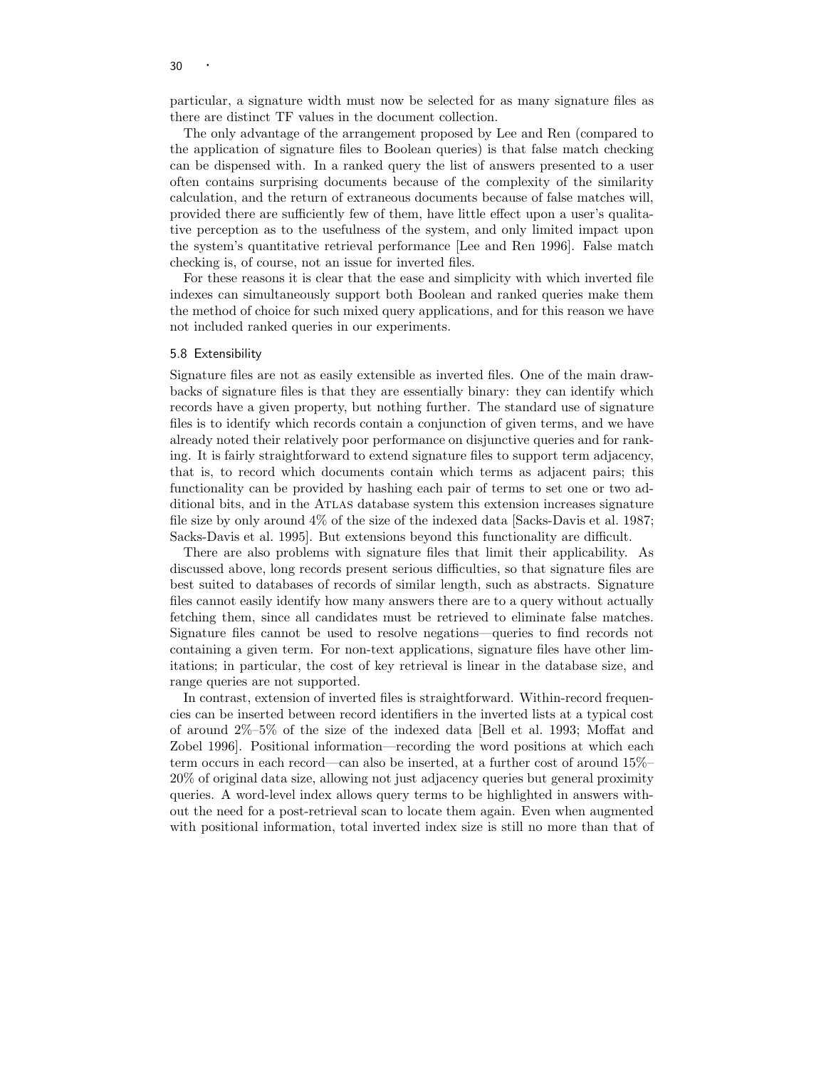particular, a signature width must now be selected for as many signature files as there are distinct TF values in the document collection.

The only advantage of the arrangement proposed by Lee and Ren (compared to the application of signature files to Boolean queries) is that false match checking can be dispensed with. In a ranked query the list of answers presented to a user often contains surprising documents because of the complexity of the similarity calculation, and the return of extraneous documents because of false matches will, provided there are sufficiently few of them, have little effect upon a user's qualitative perception as to the usefulness of the system, and only limited impact upon the system's quantitative retrieval performance [Lee and Ren 1996]. False match checking is, of course, not an issue for inverted files.

For these reasons it is clear that the ease and simplicity with which inverted file indexes can simultaneously support both Boolean and ranked queries make them the method of choice for such mixed query applications, and for this reason we have not included ranked queries in our experiments.

### 5.8 Extensibility

Signature files are not as easily extensible as inverted files. One of the main drawbacks of signature files is that they are essentially binary: they can identify which records have a given property, but nothing further. The standard use of signature files is to identify which records contain a conjunction of given terms, and we have already noted their relatively poor performance on disjunctive queries and for ranking. It is fairly straightforward to extend signature files to support term adjacency, that is, to record which documents contain which terms as adjacent pairs; this functionality can be provided by hashing each pair of terms to set one or two additional bits, and in the ATLAS database system this extension increases signature file size by only around 4% of the size of the indexed data [Sacks-Davis et al. 1987; Sacks-Davis et al. 1995]. But extensions beyond this functionality are difficult.

There are also problems with signature files that limit their applicability. As discussed above, long records present serious difficulties, so that signature files are best suited to databases of records of similar length, such as abstracts. Signature files cannot easily identify how many answers there are to a query without actually fetching them, since all candidates must be retrieved to eliminate false matches. Signature files cannot be used to resolve negations—queries to find records not containing a given term. For non-text applications, signature files have other limitations; in particular, the cost of key retrieval is linear in the database size, and range queries are not supported.

In contrast, extension of inverted files is straightforward. Within-record frequencies can be inserted between record identifiers in the inverted lists at a typical cost of around 2%–5% of the size of the indexed data [Bell et al. 1993; Moffat and Zobel 1996]. Positional information—recording the word positions at which each term occurs in each record—can also be inserted, at a further cost of around 15%–20% of original data size, allowing not just adjacency queries but general proximity queries. A word-level index allows query terms to be highlighted in answers without the need for a post-retrieval scan to locate them again. Even when augmented with positional information, total inverted index size is still no more than that of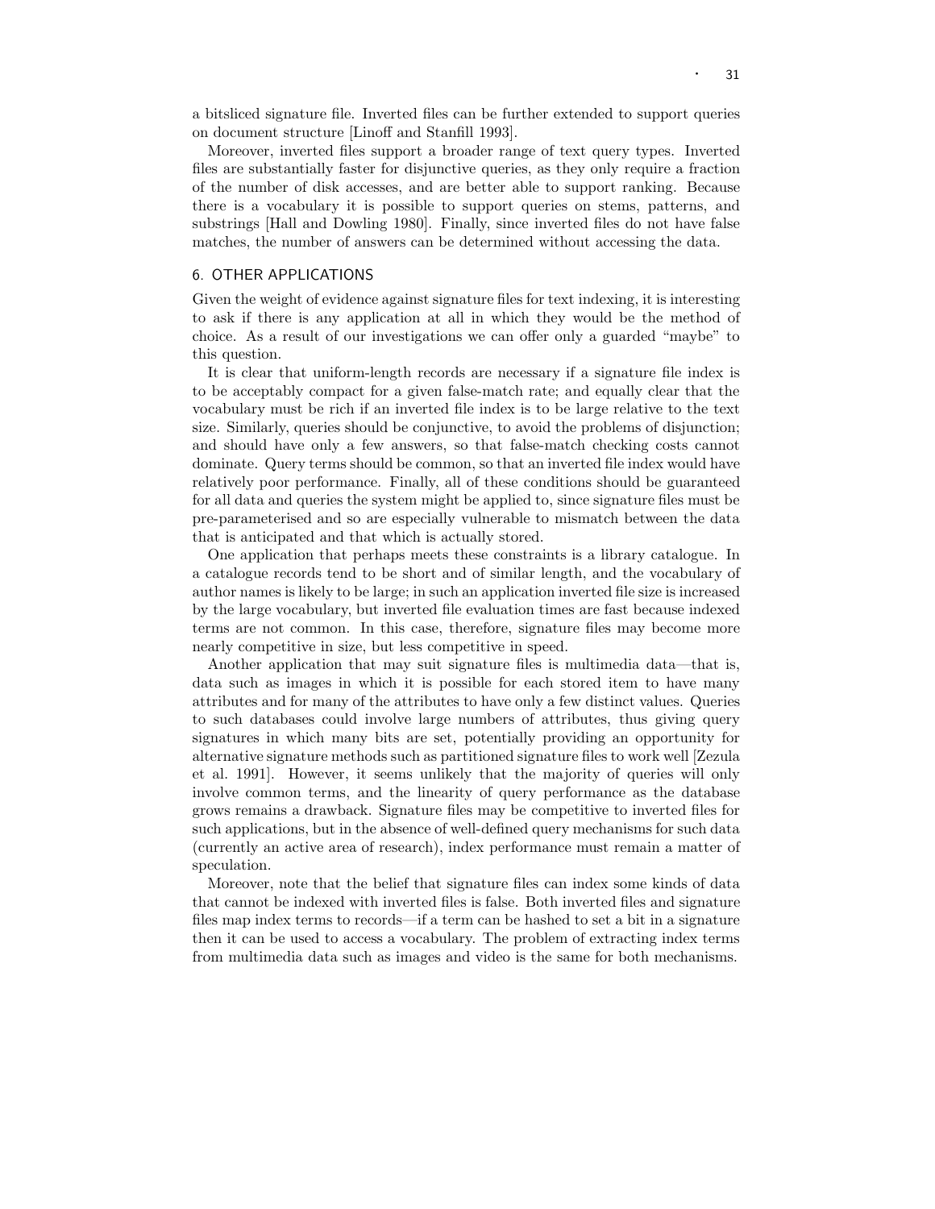a bitsliced signature file. Inverted files can be further extended to support queries on document structure [Linoff and Stanfill 1993].

Moreover, inverted files support a broader range of text query types. Inverted files are substantially faster for disjunctive queries, as they only require a fraction of the number of disk accesses, and are better able to support ranking. Because there is a vocabulary it is possible to support queries on stems, patterns, and substrings [Hall and Dowling 1980]. Finally, since inverted files do not have false matches, the number of answers can be determined without accessing the data.

## 6. OTHER APPLICATIONS

Given the weight of evidence against signature files for text indexing, it is interesting to ask if there is any application at all in which they would be the method of choice. As a result of our investigations we can offer only a guarded "maybe" to this question.

It is clear that uniform-length records are necessary if a signature file index is to be acceptably compact for a given false-match rate; and equally clear that the vocabulary must be rich if an inverted file index is to be large relative to the text size. Similarly, queries should be conjunctive, to avoid the problems of disjunction; and should have only a few answers, so that false-match checking costs cannot dominate. Query terms should be common, so that an inverted file index would have relatively poor performance. Finally, all of these conditions should be guaranteed for all data and queries the system might be applied to, since signature files must be pre-parameterised and so are especially vulnerable to mismatch between the data that is anticipated and that which is actually stored.

One application that perhaps meets these constraints is a library catalogue. In a catalogue records tend to be short and of similar length, and the vocabulary of author names is likely to be large; in such an application inverted file size is increased by the large vocabulary, but inverted file evaluation times are fast because indexed terms are not common. In this case, therefore, signature files may become more nearly competitive in size, but less competitive in speed.

Another application that may suit signature files is multimedia data—that is, data such as images in which it is possible for each stored item to have many attributes and for many of the attributes to have only a few distinct values. Queries to such databases could involve large numbers of attributes, thus giving query signatures in which many bits are set, potentially providing an opportunity for alternative signature methods such as partitioned signature files to work well [Zezula et al. 1991]. However, it seems unlikely that the majority of queries will only involve common terms, and the linearity of query performance as the database grows remains a drawback. Signature files may be competitive to inverted files for such applications, but in the absence of well-defined query mechanisms for such data (currently an active area of research), index performance must remain a matter of speculation.

Moreover, note that the belief that signature files can index some kinds of data that cannot be indexed with inverted files is false. Both inverted files and signature files map index terms to records—if a term can be hashed to set a bit in a signature then it can be used to access a vocabulary. The problem of extracting index terms from multimedia data such as images and video is the same for both mechanisms.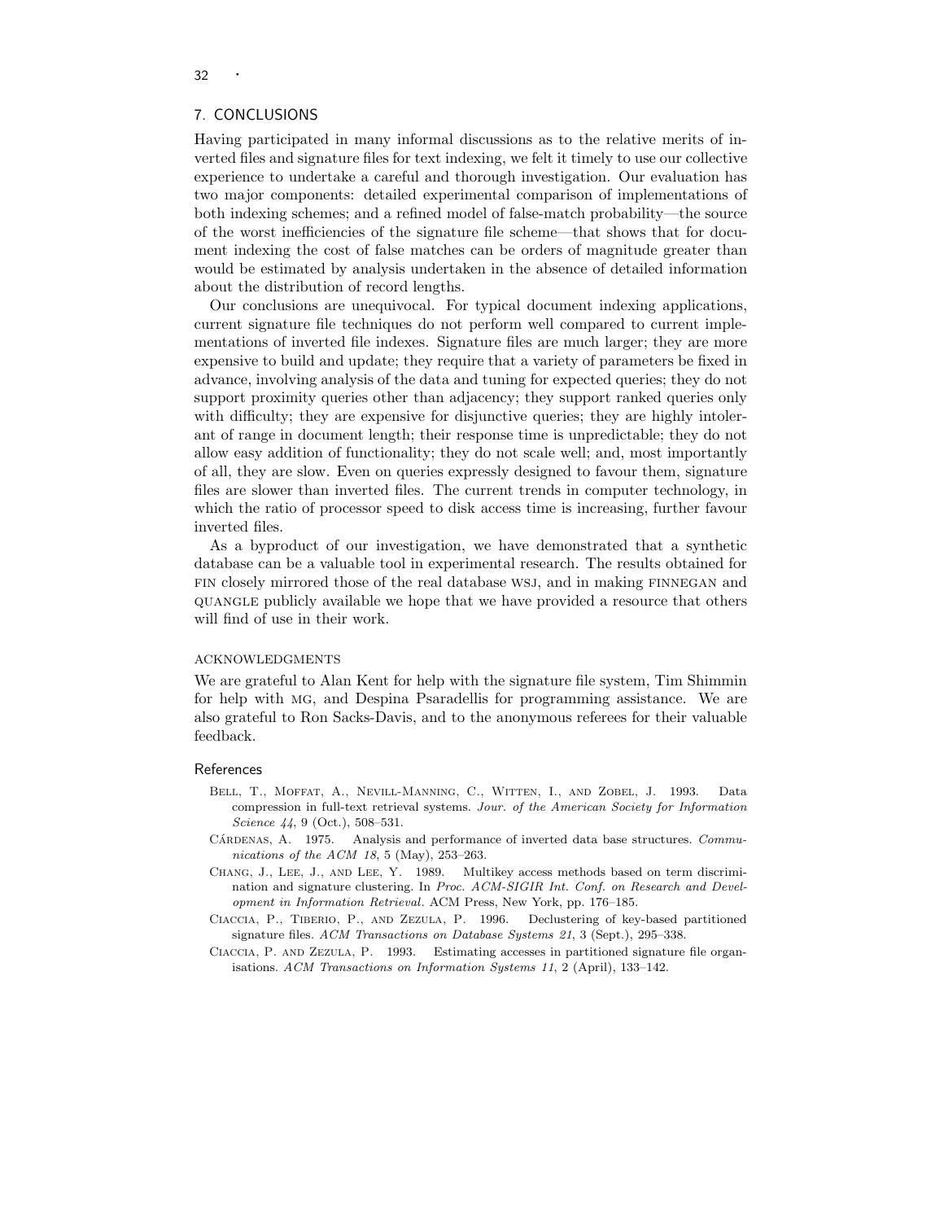## 7. CONCLUSIONS

Having participated in many informal discussions as to the relative merits of inverted files and signature files for text indexing, we felt it timely to use our collective experience to undertake a careful and thorough investigation. Our evaluation has two major components: detailed experimental comparison of implementations of both indexing schemes; and a refined model of false-match probability—the source of the worst inefficiencies of the signature file scheme—that shows that for document indexing the cost of false matches can be orders of magnitude greater than would be estimated by analysis undertaken in the absence of detailed information about the distribution of record lengths.

Our conclusions are unequivocal. For typical document indexing applications, current signature file techniques do not perform well compared to current implementations of inverted file indexes. Signature files are much larger; they are more expensive to build and update; they require that a variety of parameters be fixed in advance, involving analysis of the data and tuning for expected queries; they do not support proximity queries other than adjacency; they support ranked queries only with difficulty; they are expensive for disjunctive queries; they are highly intolerant of range in document length; their response time is unpredictable; they do not allow easy addition of functionality; they do not scale well; and, most importantly of all, they are slow. Even on queries expressly designed to favour them, signature files are slower than inverted files. The current trends in computer technology, in which the ratio of processor speed to disk access time is increasing, further favour inverted files.

As a byproduct of our investigation, we have demonstrated that a synthetic database can be a valuable tool in experimental research. The results obtained for FIN closely mirrored those of the real database WSJ, and in making FINNEGAN and QUANGLE publicly available we hope that we have provided a resource that others will find of use in their work.

### ACKNOWLEDGMENTS

We are grateful to Alan Kent for help with the signature file system, Tim Shimmin for help with MG, and Despina Psaradellis for programming assistance. We are also grateful to Ron Sacks-Davis, and to the anonymous referees for their valuable feedback.

## References

Bell, T., Moffat, A., Nevill-Manning, C., Witten, I., and Zobel, J. 1993. Data compression in full-text retrieval systems. *Jour. of the American Society for Information Science 44*, 9 (Oct.), 508–531.

Cárdenas, A. 1975. Analysis and performance of inverted data base structures. *Communications of the ACM 18*, 5 (May), 253–263.

Chang, J., Lee, J., and Lee, Y. 1989. Multikey access methods based on term discrimination and signature clustering. In *Proc. ACM-SIGIR Int. Conf. on Research and Development in Information Retrieval*. ACM Press, New York, pp. 176–185.

Ciaccia, P., Tiberio, P., and Zezula, P. 1996. Declustering of key-based partitioned signature files. *ACM Transactions on Database Systems 21*, 3 (Sept.), 295–338.

Ciaccia, P. and Zezula, P. 1993. Estimating accesses in partitioned signature file organisations. *ACM Transactions on Information Systems 11*, 2 (April), 133–142.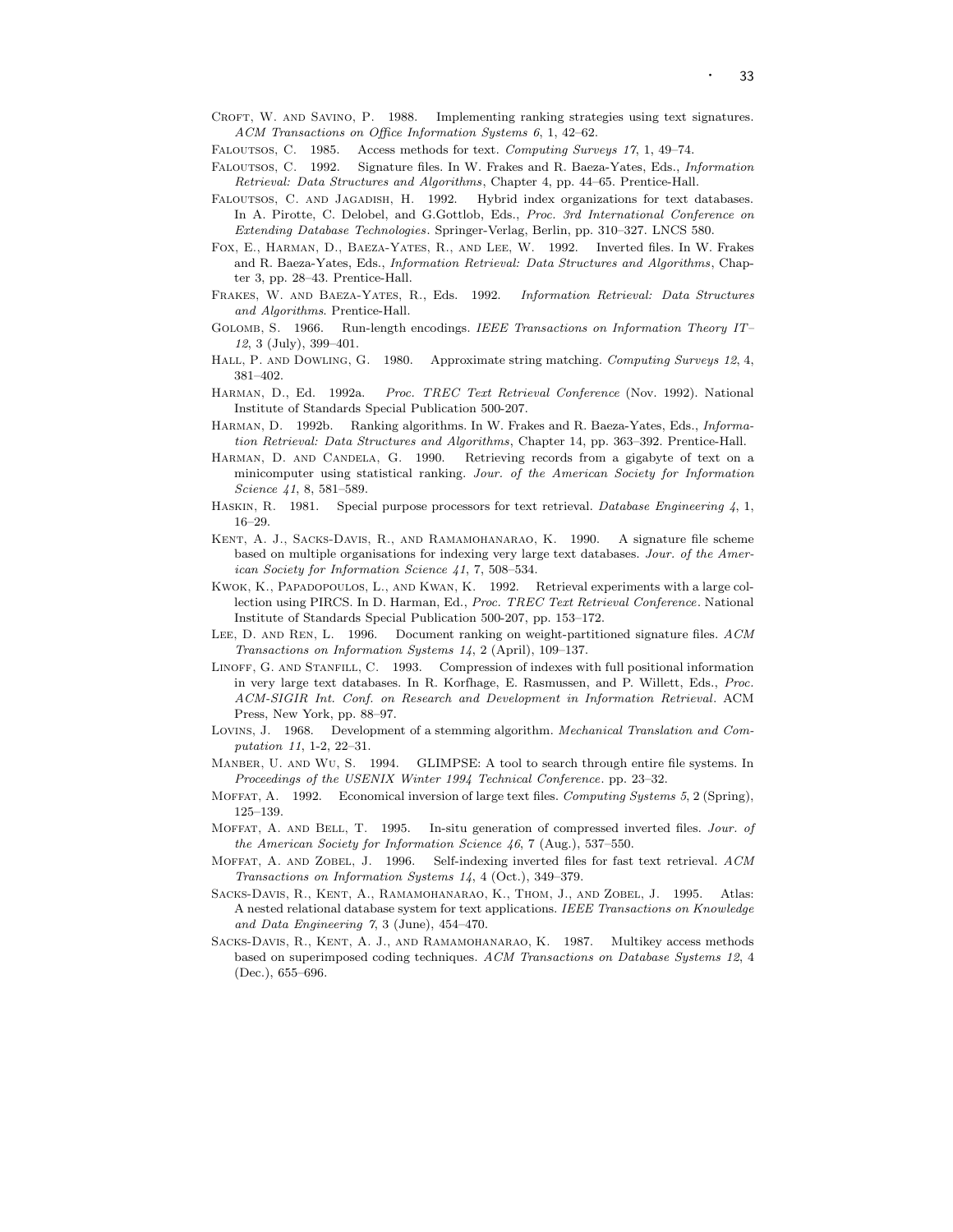Croft, W. and Savino, P. 1988. Implementing ranking strategies using text signatures. *ACM Transactions on Office Information Systems 6*, 1, 42–62.

Faloutsos, C. 1985. Access methods for text. *Computing Surveys 17*, 1, 49–74.

Faloutsos, C. 1992. Signature files. In W. Frakes and R. Baeza-Yates, Eds., *Information Retrieval: Data Structures and Algorithms*, Chapter 4, pp. 44–65. Prentice-Hall.

Faloutsos, C. and Jagadish, H. 1992. Hybrid index organizations for text databases. In A. Pirotte, C. Delobel, and G.Gottlob, Eds., *Proc. 3rd International Conference on Extending Database Technologies*. Springer-Verlag, Berlin, pp. 310–327. LNCS 580.

Fox, E., Harman, D., Baeza-Yates, R., and Lee, W. 1992. Inverted files. In W. Frakes and R. Baeza-Yates, Eds., *Information Retrieval: Data Structures and Algorithms*, Chapter 3, pp. 28–43. Prentice-Hall.

Frakes, W. and Baeza-Yates, R., Eds. 1992. *Information Retrieval: Data Structures and Algorithms*. Prentice-Hall.

Golomb, S. 1966. Run-length encodings. *IEEE Transactions on Information Theory IT–12*, 3 (July), 399–401.

Hall, P. and Dowling, G. 1980. Approximate string matching. *Computing Surveys 12*, 4, 381–402.

Harman, D., Ed. 1992a. *Proc. TREC Text Retrieval Conference* (Nov. 1992). National Institute of Standards Special Publication 500-207.

Harman, D. 1992b. Ranking algorithms. In W. Frakes and R. Baeza-Yates, Eds., *Information Retrieval: Data Structures and Algorithms*, Chapter 14, pp. 363–392. Prentice-Hall.

Harman, D. and Candela, G. 1990. Retrieving records from a gigabyte of text on a minicomputer using statistical ranking. *Jour. of the American Society for Information Science 41*, 8, 581–589.

Haskin, R. 1981. Special purpose processors for text retrieval. *Database Engineering 4*, 1, 16–29.

Kent, A. J., Sacks-Davis, R., and Ramamohanarao, K. 1990. A signature file scheme based on multiple organisations for indexing very large text databases. *Jour. of the American Society for Information Science 41*, 7, 508–534.

Kwok, K., Papadopoulos, L., and Kwan, K. 1992. Retrieval experiments with a large collection using PIRCS. In D. Harman, Ed., *Proc. TREC Text Retrieval Conference*. National Institute of Standards Special Publication 500-207, pp. 153–172.

Lee, D. and Ren, L. 1996. Document ranking on weight-partitioned signature files. *ACM Transactions on Information Systems 14*, 2 (April), 109–137.

Linoff, G. and Stanfill, C. 1993. Compression of indexes with full positional information in very large text databases. In R. Korfhage, E. Rasmussen, and P. Willett, Eds., *Proc. ACM-SIGIR Int. Conf. on Research and Development in Information Retrieval*. ACM Press, New York, pp. 88–97.

Lovins, J. 1968. Development of a stemming algorithm. *Mechanical Translation and Computation 11*, 1-2, 22–31.

Manber, U. and Wu, S. 1994. GLIMPSE: A tool to search through entire file systems. In *Proceedings of the USENIX Winter 1994 Technical Conference*. pp. 23–32.

Moffat, A. 1992. Economical inversion of large text files. *Computing Systems 5*, 2 (Spring), 125–139.

Moffat, A. and Bell, T. 1995. In-situ generation of compressed inverted files. *Jour. of the American Society for Information Science 46*, 7 (Aug.), 537–550.

Moffat, A. and Zobel, J. 1996. Self-indexing inverted files for fast text retrieval. *ACM Transactions on Information Systems 14*, 4 (Oct.), 349–379.

Sacks-Davis, R., Kent, A., Ramamohanarao, K., Thom, J., and Zobel, J. 1995. Atlas: A nested relational database system for text applications. *IEEE Transactions on Knowledge and Data Engineering 7*, 3 (June), 454–470.

Sacks-Davis, R., Kent, A. J., and Ramamohanarao, K. 1987. Multikey access methods based on superimposed coding techniques. *ACM Transactions on Database Systems 12*, 4 (Dec.), 655–696.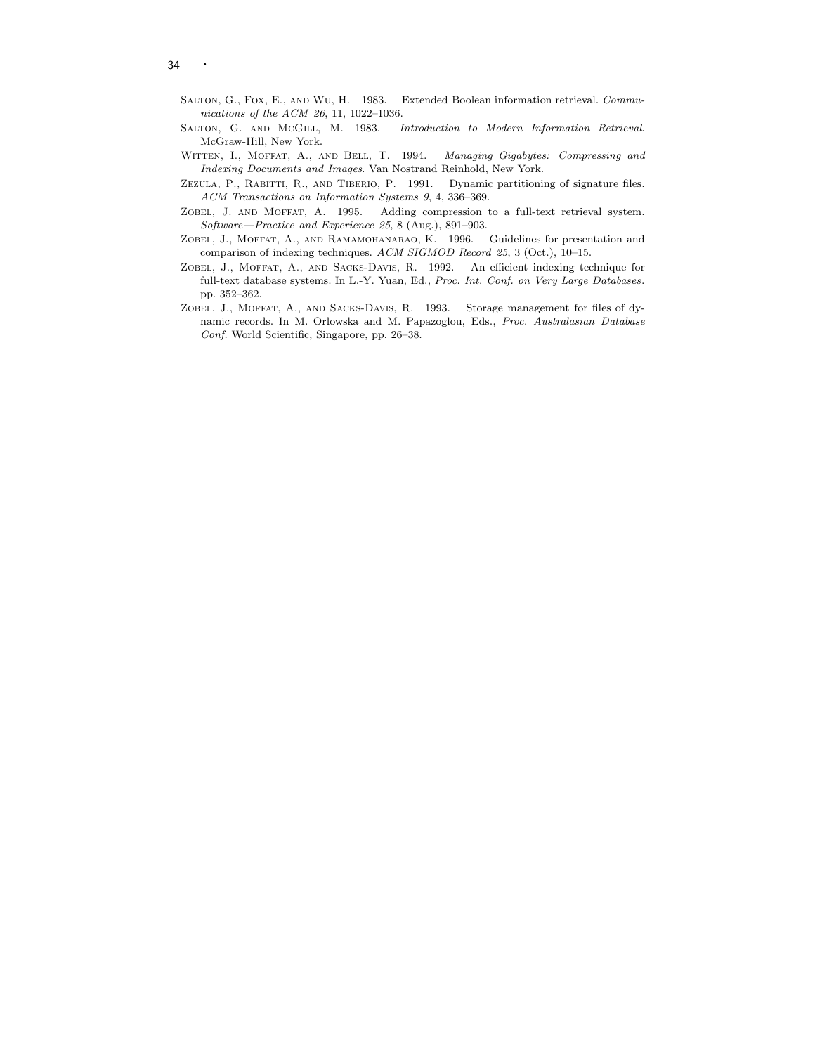Salton, G., Fox, E., and Wu, H. 1983. Extended Boolean information retrieval. *Communications of the ACM 26*, 11, 1022–1036.

Salton, G. and McGill, M. 1983. *Introduction to Modern Information Retrieval*. McGraw-Hill, New York.

Witten, I., Moffat, A., and Bell, T. 1994. *Managing Gigabytes: Compressing and Indexing Documents and Images*. Van Nostrand Reinhold, New York.

Zezula, P., Rabitti, R., and Tiberio, P. 1991. Dynamic partitioning of signature files. *ACM Transactions on Information Systems 9*, 4, 336–369.

Zobel, J. and Moffat, A. 1995. Adding compression to a full-text retrieval system. *Software—Practice and Experience 25*, 8 (Aug.), 891–903.

Zobel, J., Moffat, A., and Ramamohanarao, K. 1996. Guidelines for presentation and comparison of indexing techniques. *ACM SIGMOD Record 25*, 3 (Oct.), 10–15.

Zobel, J., Moffat, A., and Sacks-Davis, R. 1992. An efficient indexing technique for full-text database systems. In L.-Y. Yuan, Ed., *Proc. Int. Conf. on Very Large Databases*. pp. 352–362.

Zobel, J., Moffat, A., and Sacks-Davis, R. 1993. Storage management for files of dynamic records. In M. Orlowska and M. Papazoglou, Eds., *Proc. Australasian Database Conf.* World Scientific, Singapore, pp. 26–38.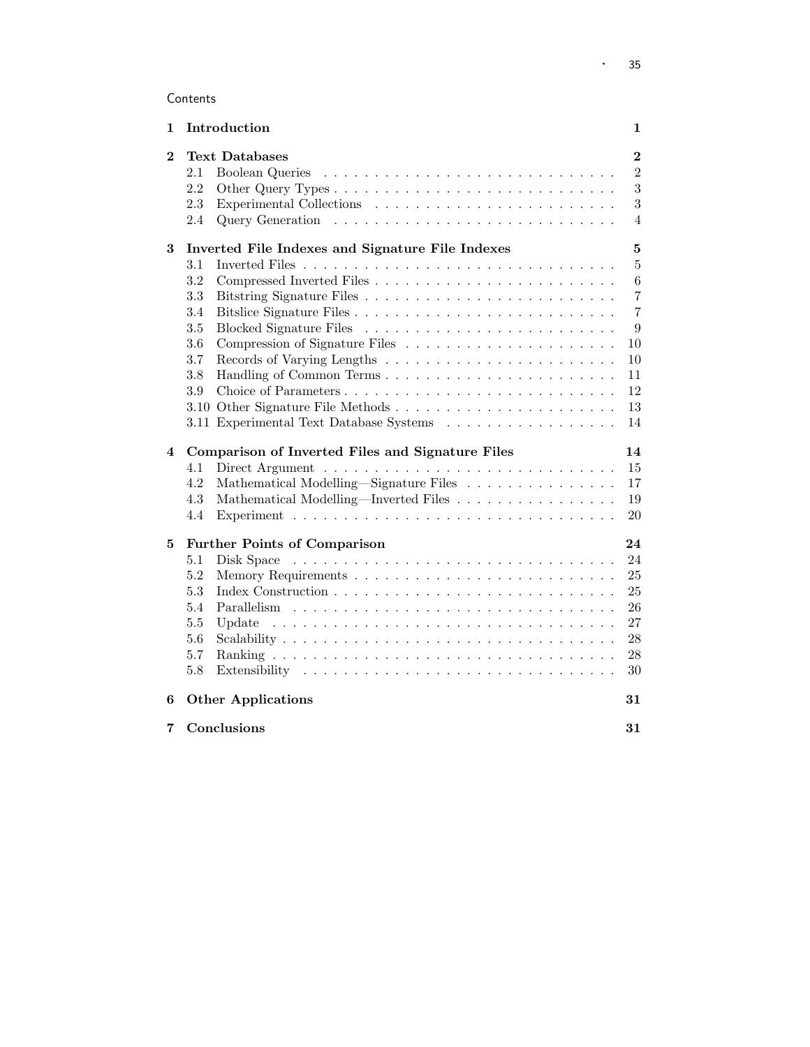Contents

| | | |
|---|---|---|
| **1** | **Introduction** | **1** |
| **2** | **Text Databases** | **2** |
| | 2.1 Boolean Queries | 2 |
| | 2.2 Other Query Types | 3 |
| | 2.3 Experimental Collections | 3 |
| | 2.4 Query Generation | 4 |
| **3** | **Inverted File Indexes and Signature File Indexes** | **5** |
| | 3.1 Inverted Files | 5 |
| | 3.2 Compressed Inverted Files | 6 |
| | 3.3 Bitstring Signature Files | 7 |
| | 3.4 Bitslice Signature Files | 7 |
| | 3.5 Blocked Signature Files | 9 |
| | 3.6 Compression of Signature Files | 10 |
| | 3.7 Records of Varying Lengths | 10 |
| | 3.8 Handling of Common Terms | 11 |
| | 3.9 Choice of Parameters | 12 |
| | 3.10 Other Signature File Methods | 13 |
| | 3.11 Experimental Text Database Systems | 14 |
| **4** | **Comparison of Inverted Files and Signature Files** | **14** |
| | 4.1 Direct Argument | 15 |
| | 4.2 Mathematical Modelling—Signature Files | 17 |
| | 4.3 Mathematical Modelling—Inverted Files | 19 |
| | 4.4 Experiment | 20 |
| **5** | **Further Points of Comparison** | **24** |
| | 5.1 Disk Space | 24 |
| | 5.2 Memory Requirements | 25 |
| | 5.3 Index Construction | 25 |
| | 5.4 Parallelism | 26 |
| | 5.5 Update | 27 |
| | 5.6 Scalability | 28 |
| | 5.7 Ranking | 28 |
| | 5.8 Extensibility | 30 |
| **6** | **Other Applications** | **31** |
| **7** | **Conclusions** | **31** |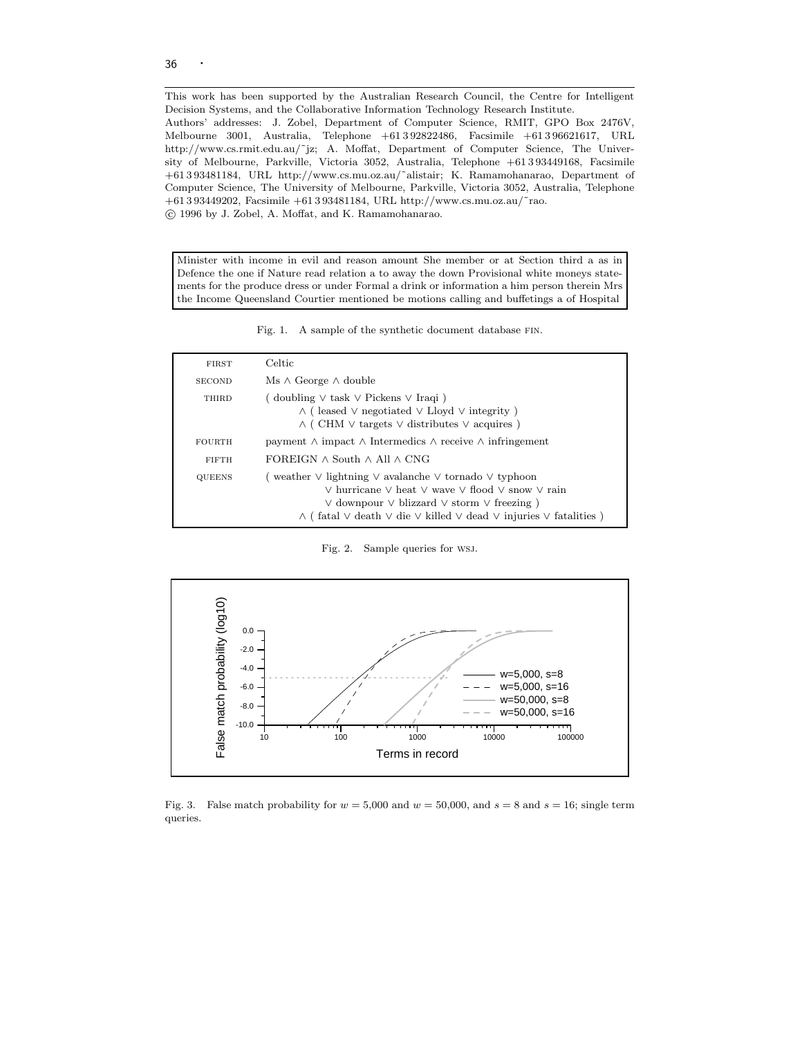This work has been supported by the Australian Research Council, the Centre for Intelligent Decision Systems, and the Collaborative Information Technology Research Institute.

Authors' addresses: J. Zobel, Department of Computer Science, RMIT, GPO Box 2476V, Melbourne 3001, Australia, Telephone +61 3 92822486, Facsimile +61 3 96621617, URL http://www.cs.rmit.edu.au/~jz; A. Moffat, Department of Computer Science, The University of Melbourne, Parkville, Victoria 3052, Australia, Telephone +61 3 93449168, Facsimile +61 3 93481184, URL http://www.cs.mu.oz.au/~alistair; K. Ramamohanarao, Department of Computer Science, The University of Melbourne, Parkville, Victoria 3052, Australia, Telephone +61 3 93449202, Facsimile +61 3 93481184, URL http://www.cs.mu.oz.au/~rao.

© 1996 by J. Zobel, A. Moffat, and K. Ramamohanarao.

> Minister with income in evil and reason amount She member or at Section third a as in Defence the one if Nature read relation a to away the down Provisional white moneys statements for the produce dress or under Formal a drink or information a him person therein Mrs the Income Queensland Courtier mentioned be motions calling and buffetings a of Hospital

Fig. 1. A sample of the synthetic document database FIN.

| | |
|---|---|
| FIRST | Celtic |
| SECOND | Ms ∧ George ∧ double |
| THIRD | ( doubling ∨ task ∨ Pickens ∨ Iraqi ) ∧ ( leased ∨ negotiated ∨ Lloyd ∨ integrity ) ∧ ( CHM ∨ targets ∨ distributes ∨ acquires ) |
| FOURTH | payment ∧ impact ∧ Intermedics ∧ receive ∧ infringement |
| FIFTH | FOREIGN ∧ South ∧ All ∧ CNG |
| QUEENS | ( weather ∨ lightning ∨ avalanche ∨ tornado ∨ typhoon ∨ hurricane ∨ heat ∨ wave ∨ flood ∨ snow ∨ rain ∨ downpour ∨ blizzard ∨ storm ∨ freezing ) ∧ ( fatal ∨ death ∨ die ∨ killed ∨ dead ∨ injuries ∨ fatalities ) |

Fig. 2. Sample queries for WSJ.

Fig. 3. False match probability for $w = 5{,}000$ and $w = 50{,}000$, and $s = 8$ and $s = 16$; single term queries.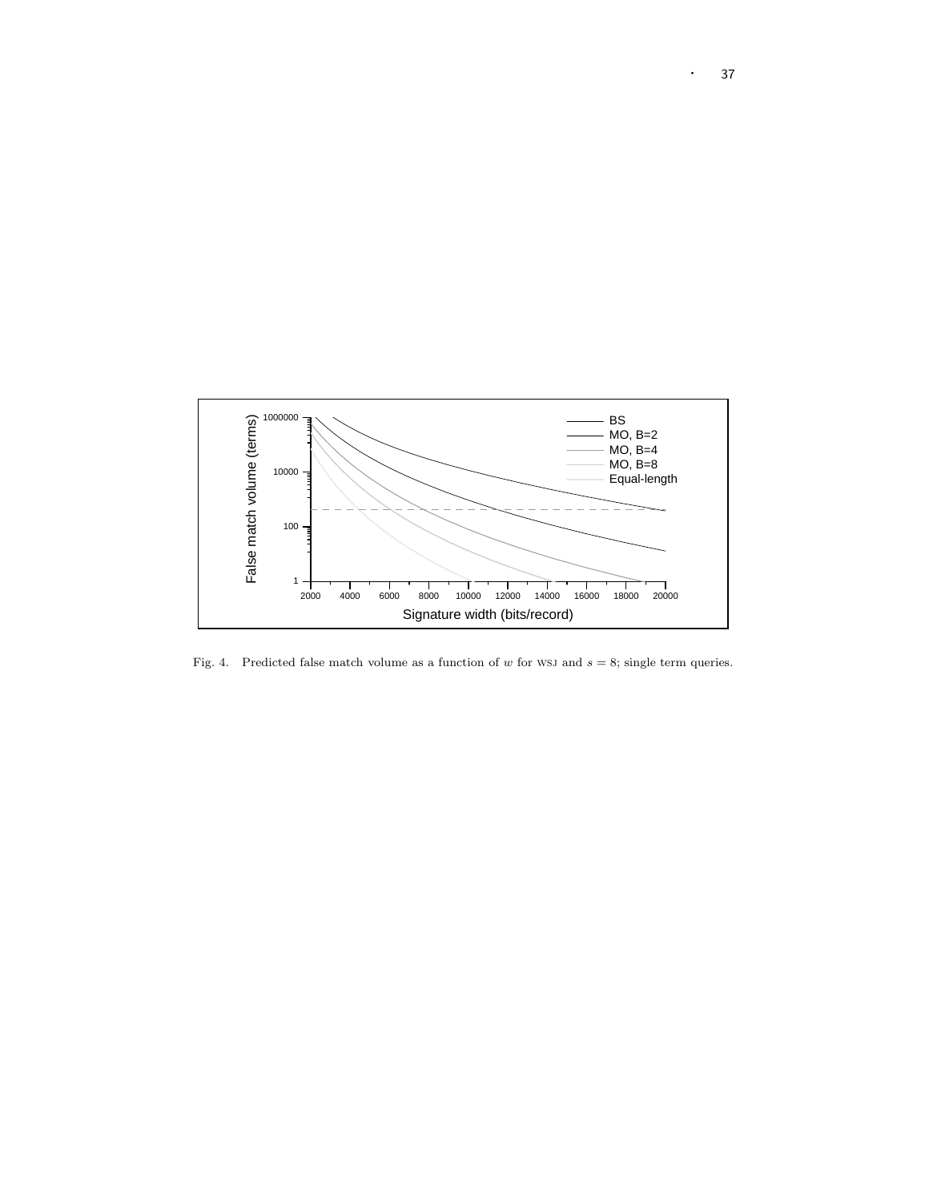False match volume (terms)

1000000

10000

100

1

2000 4000 6000 8000 10000 12000 14000 16000 18000 20000

Signature width (bits/record)

BS

MO, B=2

MO, B=4

MO, B=8

Equal-length

Fig. 4. Predicted false match volume as a function of $w$ for WSJ and $s = 8$; single term queries.